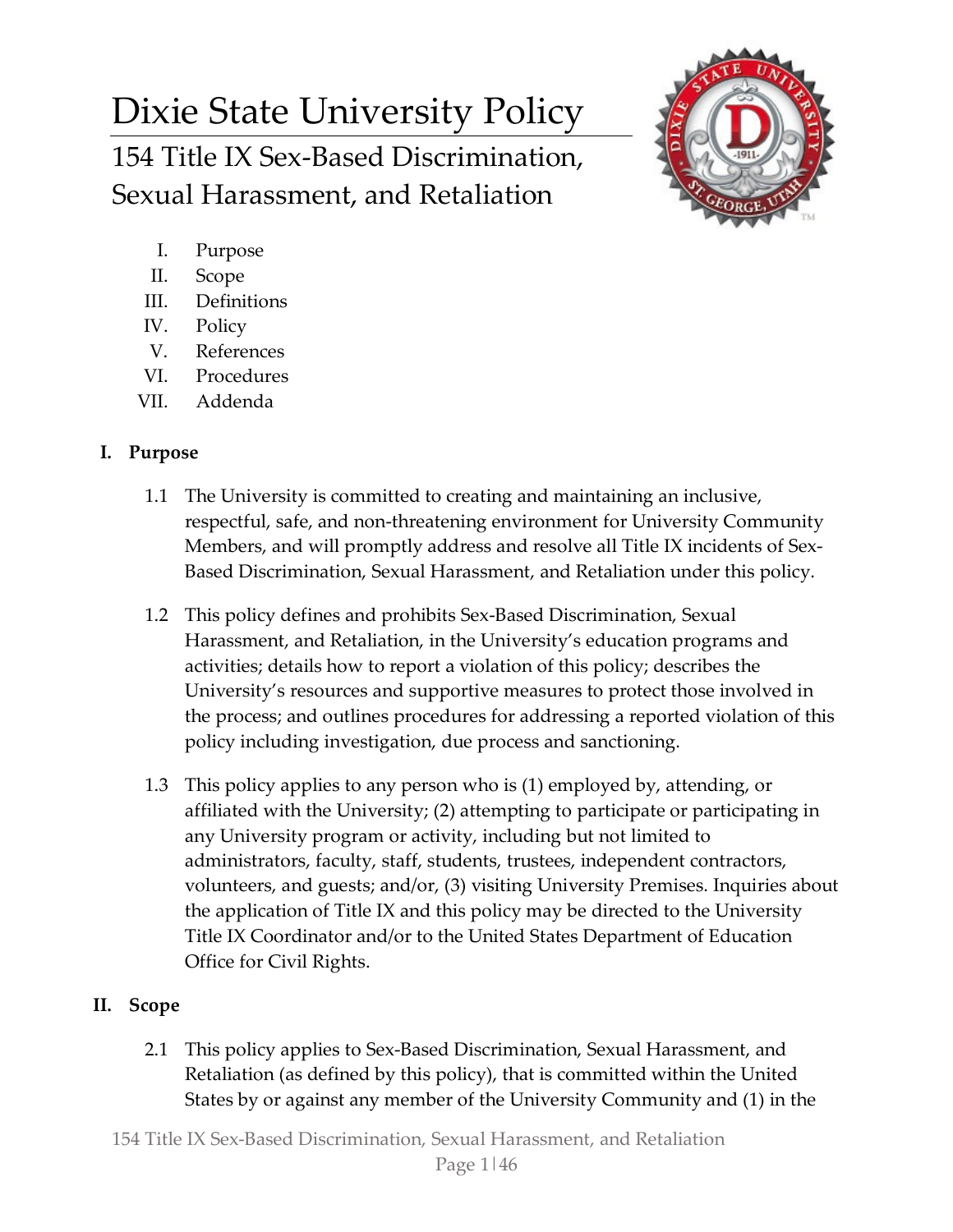# Dixie State University Policy

## 154 Title IX Sex-Based Discrimination, Sexual Harassment, and Retaliation

I. Purpose
II. Scope
III. Definitions
IV. Policy
V. References
VI. Procedures
VII. Addenda

### I. Purpose

1.1 The University is committed to creating and maintaining an inclusive, respectful, safe, and non-threatening environment for University Community Members, and will promptly address and resolve all Title IX incidents of Sex-Based Discrimination, Sexual Harassment, and Retaliation under this policy.

1.2 This policy defines and prohibits Sex-Based Discrimination, Sexual Harassment, and Retaliation, in the University's education programs and activities; details how to report a violation of this policy; describes the University's resources and supportive measures to protect those involved in the process; and outlines procedures for addressing a reported violation of this policy including investigation, due process and sanctioning.

1.3 This policy applies to any person who is (1) employed by, attending, or affiliated with the University; (2) attempting to participate or participating in any University program or activity, including but not limited to administrators, faculty, staff, students, trustees, independent contractors, volunteers, and guests; and/or, (3) visiting University Premises. Inquiries about the application of Title IX and this policy may be directed to the University Title IX Coordinator and/or to the United States Department of Education Office for Civil Rights.

### II. Scope

2.1 This policy applies to Sex-Based Discrimination, Sexual Harassment, and Retaliation (as defined by this policy), that is committed within the United States by or against any member of the University Community and (1) in the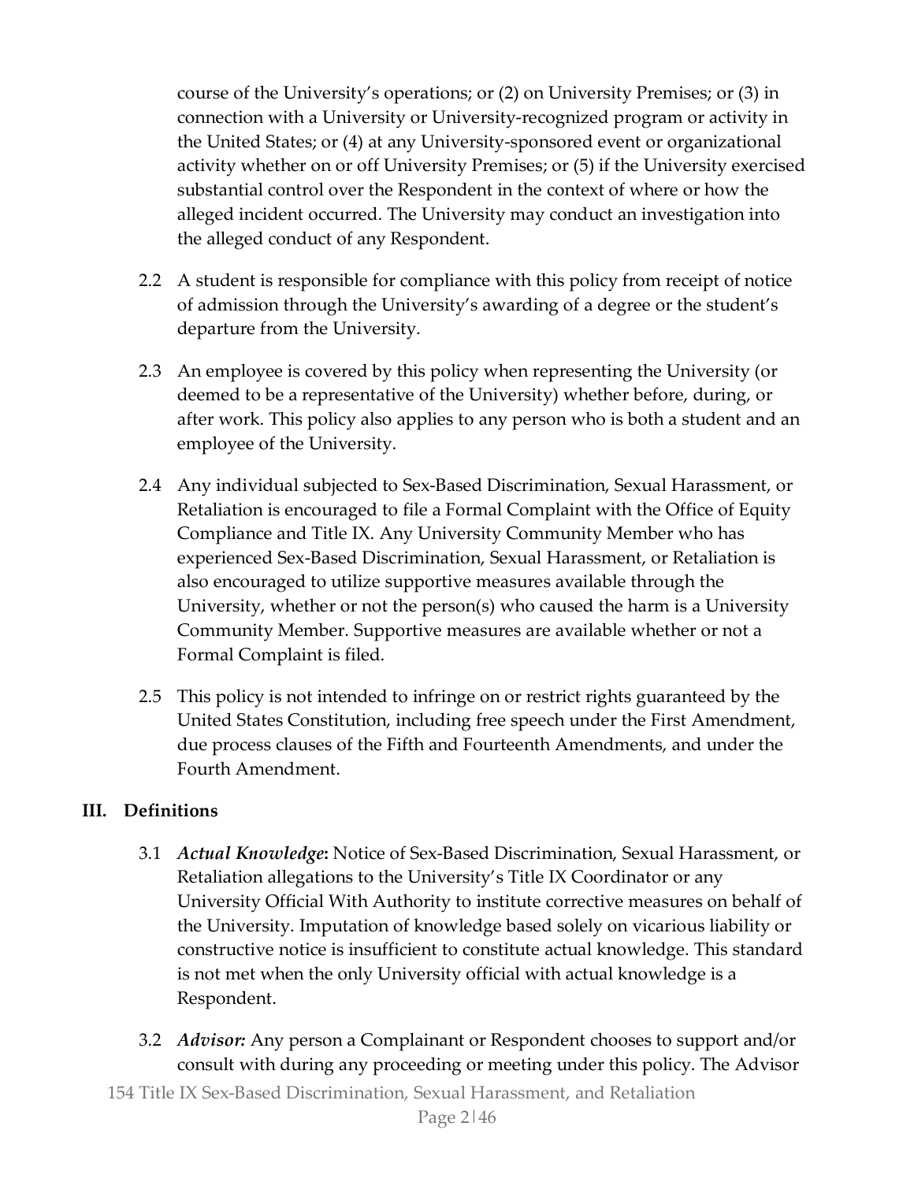course of the University's operations; or (2) on University Premises; or (3) in connection with a University or University-recognized program or activity in the United States; or (4) at any University-sponsored event or organizational activity whether on or off University Premises; or (5) if the University exercised substantial control over the Respondent in the context of where or how the alleged incident occurred. The University may conduct an investigation into the alleged conduct of any Respondent.

2.2 A student is responsible for compliance with this policy from receipt of notice of admission through the University's awarding of a degree or the student's departure from the University.

2.3 An employee is covered by this policy when representing the University (or deemed to be a representative of the University) whether before, during, or after work. This policy also applies to any person who is both a student and an employee of the University.

2.4 Any individual subjected to Sex-Based Discrimination, Sexual Harassment, or Retaliation is encouraged to file a Formal Complaint with the Office of Equity Compliance and Title IX. Any University Community Member who has experienced Sex-Based Discrimination, Sexual Harassment, or Retaliation is also encouraged to utilize supportive measures available through the University, whether or not the person(s) who caused the harm is a University Community Member. Supportive measures are available whether or not a Formal Complaint is filed.

2.5 This policy is not intended to infringe on or restrict rights guaranteed by the United States Constitution, including free speech under the First Amendment, due process clauses of the Fifth and Fourteenth Amendments, and under the Fourth Amendment.

## III. Definitions

3.1 ***Actual Knowledge*:** Notice of Sex-Based Discrimination, Sexual Harassment, or Retaliation allegations to the University's Title IX Coordinator or any University Official With Authority to institute corrective measures on behalf of the University. Imputation of knowledge based solely on vicarious liability or constructive notice is insufficient to constitute actual knowledge. This standard is not met when the only University official with actual knowledge is a Respondent.

3.2 ***Advisor:*** Any person a Complainant or Respondent chooses to support and/or consult with during any proceeding or meeting under this policy. The Advisor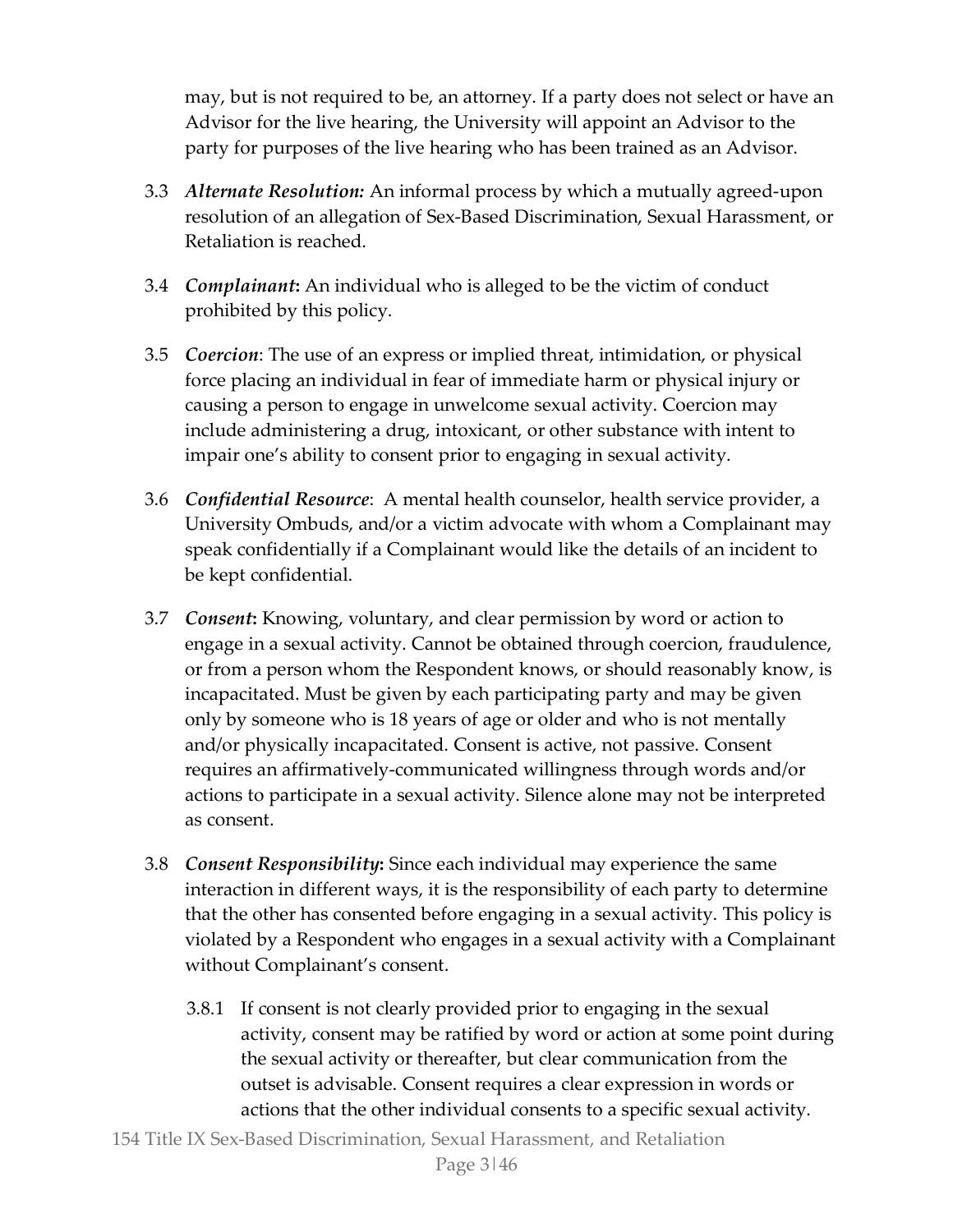may, but is not required to be, an attorney. If a party does not select or have an Advisor for the live hearing, the University will appoint an Advisor to the party for purposes of the live hearing who has been trained as an Advisor.

3.3 ***Alternate Resolution:*** An informal process by which a mutually agreed-upon resolution of an allegation of Sex-Based Discrimination, Sexual Harassment, or Retaliation is reached.

3.4 ***Complainant*****:** An individual who is alleged to be the victim of conduct prohibited by this policy.

3.5 ***Coercion***: The use of an express or implied threat, intimidation, or physical force placing an individual in fear of immediate harm or physical injury or causing a person to engage in unwelcome sexual activity. Coercion may include administering a drug, intoxicant, or other substance with intent to impair one's ability to consent prior to engaging in sexual activity.

3.6 ***Confidential Resource***: A mental health counselor, health service provider, a University Ombuds, and/or a victim advocate with whom a Complainant may speak confidentially if a Complainant would like the details of an incident to be kept confidential.

3.7 ***Consent*****:** Knowing, voluntary, and clear permission by word or action to engage in a sexual activity. Cannot be obtained through coercion, fraudulence, or from a person whom the Respondent knows, or should reasonably know, is incapacitated. Must be given by each participating party and may be given only by someone who is 18 years of age or older and who is not mentally and/or physically incapacitated. Consent is active, not passive. Consent requires an affirmatively-communicated willingness through words and/or actions to participate in a sexual activity. Silence alone may not be interpreted as consent.

3.8 ***Consent Responsibility*****:** Since each individual may experience the same interaction in different ways, it is the responsibility of each party to determine that the other has consented before engaging in a sexual activity. This policy is violated by a Respondent who engages in a sexual activity with a Complainant without Complainant's consent.

3.8.1 If consent is not clearly provided prior to engaging in the sexual activity, consent may be ratified by word or action at some point during the sexual activity or thereafter, but clear communication from the outset is advisable. Consent requires a clear expression in words or actions that the other individual consents to a specific sexual activity.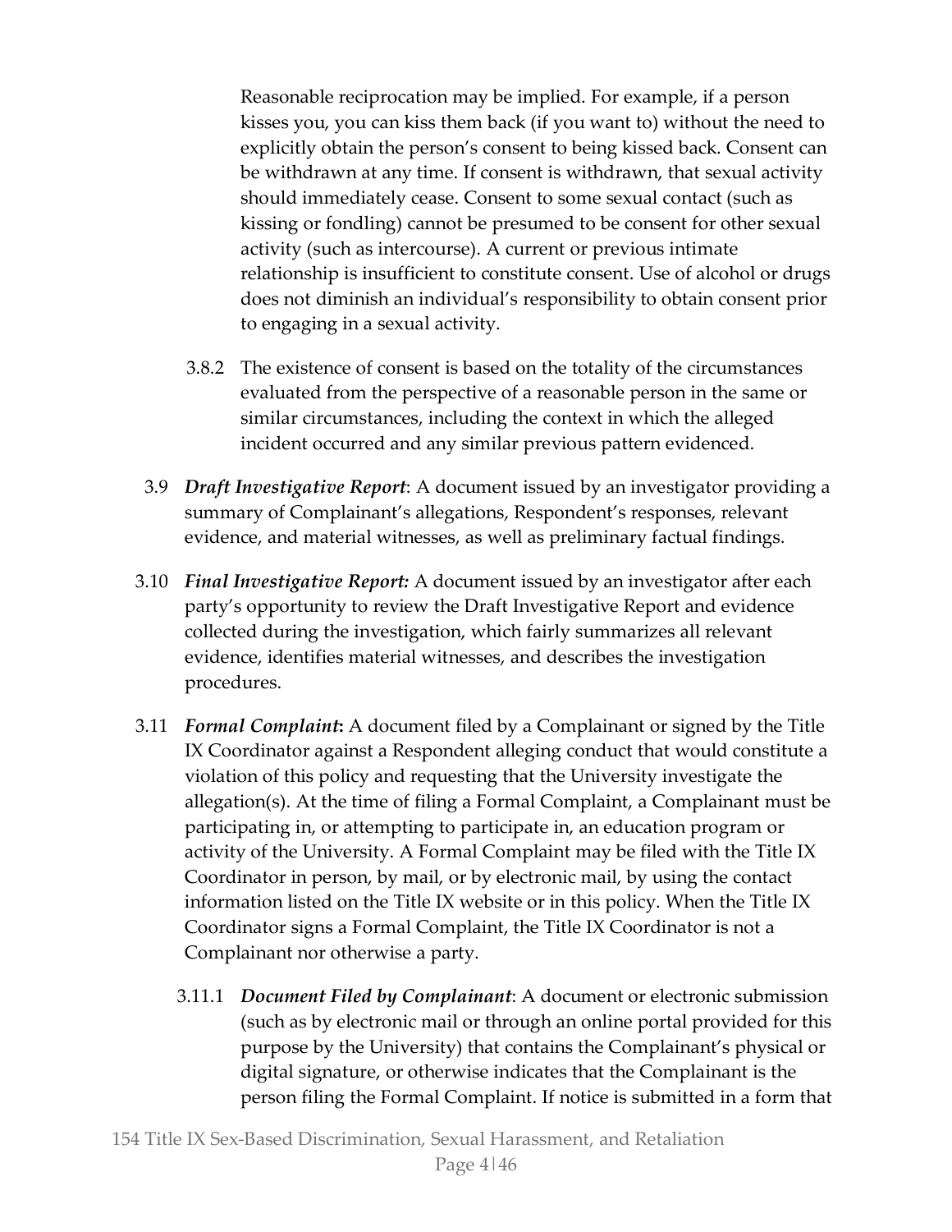Reasonable reciprocation may be implied. For example, if a person kisses you, you can kiss them back (if you want to) without the need to explicitly obtain the person's consent to being kissed back. Consent can be withdrawn at any time. If consent is withdrawn, that sexual activity should immediately cease. Consent to some sexual contact (such as kissing or fondling) cannot be presumed to be consent for other sexual activity (such as intercourse). A current or previous intimate relationship is insufficient to constitute consent. Use of alcohol or drugs does not diminish an individual's responsibility to obtain consent prior to engaging in a sexual activity.

3.8.2 The existence of consent is based on the totality of the circumstances evaluated from the perspective of a reasonable person in the same or similar circumstances, including the context in which the alleged incident occurred and any similar previous pattern evidenced.

3.9 ***Draft Investigative Report***: A document issued by an investigator providing a summary of Complainant's allegations, Respondent's responses, relevant evidence, and material witnesses, as well as preliminary factual findings.

3.10 ***Final Investigative Report:*** A document issued by an investigator after each party's opportunity to review the Draft Investigative Report and evidence collected during the investigation, which fairly summarizes all relevant evidence, identifies material witnesses, and describes the investigation procedures.

3.11 ***Formal Complaint*:** A document filed by a Complainant or signed by the Title IX Coordinator against a Respondent alleging conduct that would constitute a violation of this policy and requesting that the University investigate the allegation(s). At the time of filing a Formal Complaint, a Complainant must be participating in, or attempting to participate in, an education program or activity of the University. A Formal Complaint may be filed with the Title IX Coordinator in person, by mail, or by electronic mail, by using the contact information listed on the Title IX website or in this policy. When the Title IX Coordinator signs a Formal Complaint, the Title IX Coordinator is not a Complainant nor otherwise a party.

3.11.1 ***Document Filed by Complainant***: A document or electronic submission (such as by electronic mail or through an online portal provided for this purpose by the University) that contains the Complainant's physical or digital signature, or otherwise indicates that the Complainant is the person filing the Formal Complaint. If notice is submitted in a form that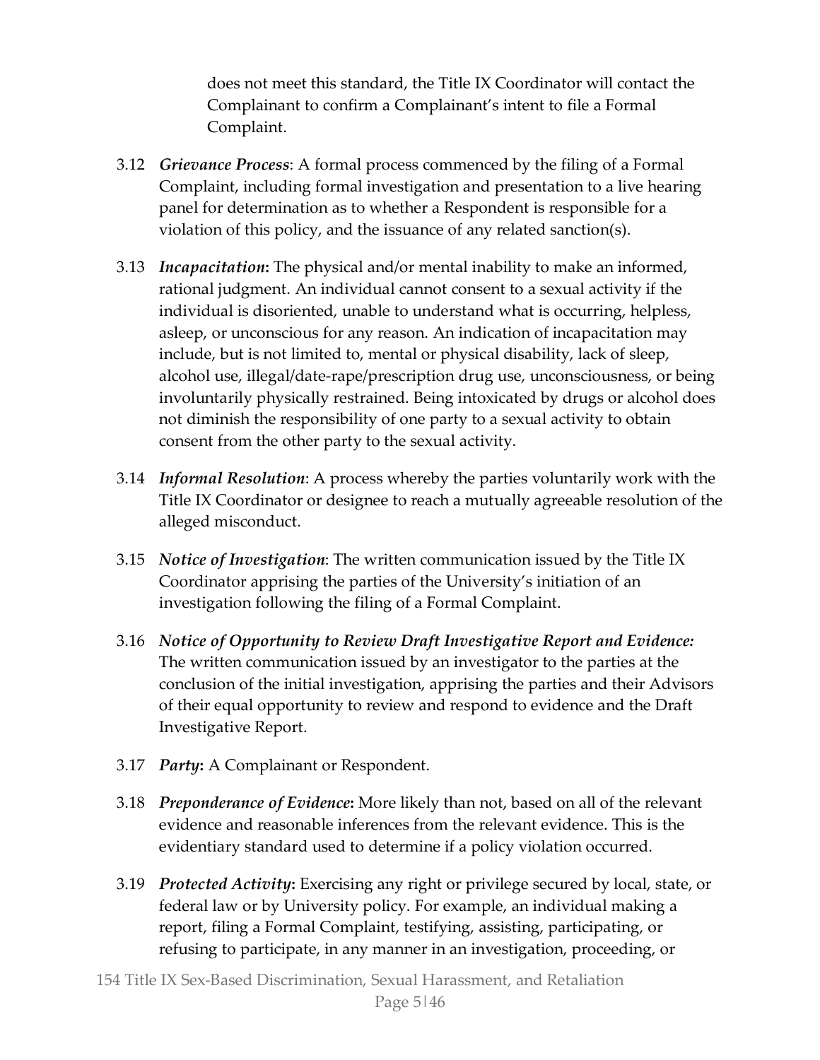does not meet this standard, the Title IX Coordinator will contact the Complainant to confirm a Complainant's intent to file a Formal Complaint.

3.12 ***Grievance Process***: A formal process commenced by the filing of a Formal Complaint, including formal investigation and presentation to a live hearing panel for determination as to whether a Respondent is responsible for a violation of this policy, and the issuance of any related sanction(s).

3.13 ***Incapacitation*****:** The physical and/or mental inability to make an informed, rational judgment. An individual cannot consent to a sexual activity if the individual is disoriented, unable to understand what is occurring, helpless, asleep, or unconscious for any reason. An indication of incapacitation may include, but is not limited to, mental or physical disability, lack of sleep, alcohol use, illegal/date-rape/prescription drug use, unconsciousness, or being involuntarily physically restrained. Being intoxicated by drugs or alcohol does not diminish the responsibility of one party to a sexual activity to obtain consent from the other party to the sexual activity.

3.14 ***Informal Resolution***: A process whereby the parties voluntarily work with the Title IX Coordinator or designee to reach a mutually agreeable resolution of the alleged misconduct.

3.15 ***Notice of Investigation***: The written communication issued by the Title IX Coordinator apprising the parties of the University's initiation of an investigation following the filing of a Formal Complaint.

3.16 ***Notice of Opportunity to Review Draft Investigative Report and Evidence:*** The written communication issued by an investigator to the parties at the conclusion of the initial investigation, apprising the parties and their Advisors of their equal opportunity to review and respond to evidence and the Draft Investigative Report.

3.17 ***Party*****:** A Complainant or Respondent.

3.18 ***Preponderance of Evidence*****:** More likely than not, based on all of the relevant evidence and reasonable inferences from the relevant evidence. This is the evidentiary standard used to determine if a policy violation occurred.

3.19 ***Protected Activity*****:** Exercising any right or privilege secured by local, state, or federal law or by University policy. For example, an individual making a report, filing a Formal Complaint, testifying, assisting, participating, or refusing to participate, in any manner in an investigation, proceeding, or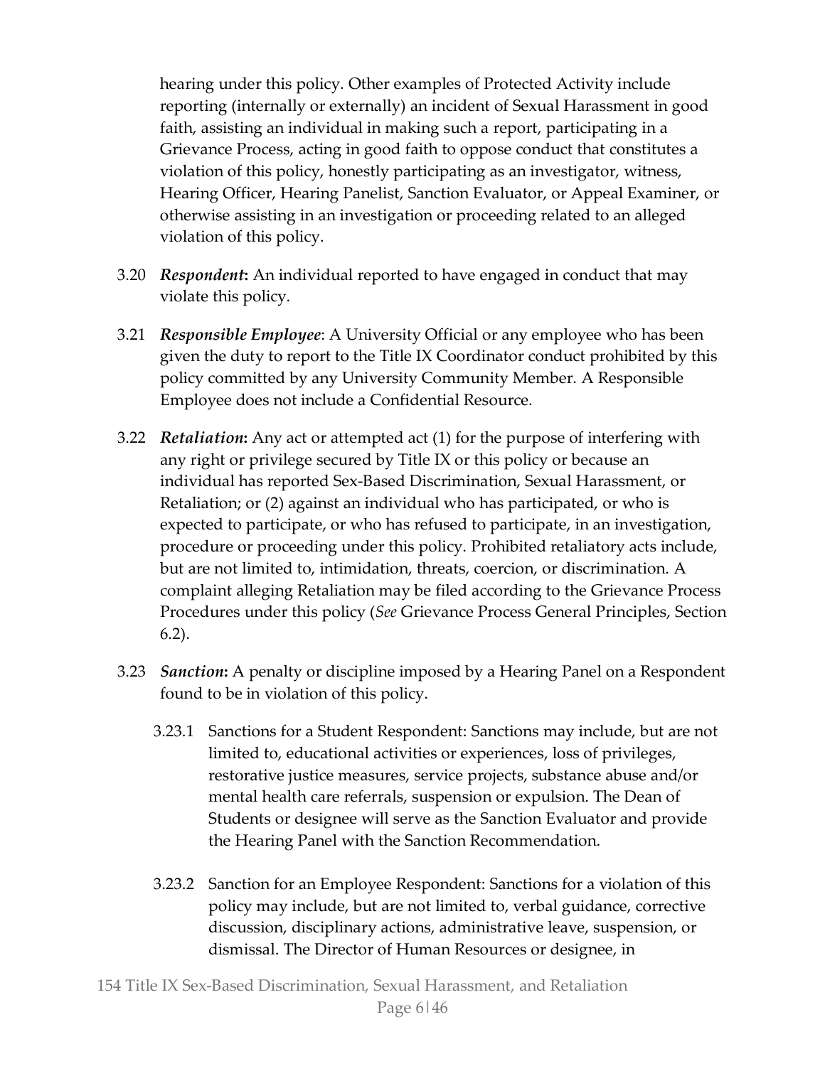hearing under this policy. Other examples of Protected Activity include reporting (internally or externally) an incident of Sexual Harassment in good faith, assisting an individual in making such a report, participating in a Grievance Process, acting in good faith to oppose conduct that constitutes a violation of this policy, honestly participating as an investigator, witness, Hearing Officer, Hearing Panelist, Sanction Evaluator, or Appeal Examiner, or otherwise assisting in an investigation or proceeding related to an alleged violation of this policy.

3.20 ***Respondent*:** An individual reported to have engaged in conduct that may violate this policy.

3.21 ***Responsible Employee***: A University Official or any employee who has been given the duty to report to the Title IX Coordinator conduct prohibited by this policy committed by any University Community Member. A Responsible Employee does not include a Confidential Resource.

3.22 ***Retaliation*:** Any act or attempted act (1) for the purpose of interfering with any right or privilege secured by Title IX or this policy or because an individual has reported Sex-Based Discrimination, Sexual Harassment, or Retaliation; or (2) against an individual who has participated, or who is expected to participate, or who has refused to participate, in an investigation, procedure or proceeding under this policy. Prohibited retaliatory acts include, but are not limited to, intimidation, threats, coercion, or discrimination. A complaint alleging Retaliation may be filed according to the Grievance Process Procedures under this policy (*See* Grievance Process General Principles, Section 6.2).

3.23 ***Sanction*:** A penalty or discipline imposed by a Hearing Panel on a Respondent found to be in violation of this policy.

3.23.1 Sanctions for a Student Respondent: Sanctions may include, but are not limited to, educational activities or experiences, loss of privileges, restorative justice measures, service projects, substance abuse and/or mental health care referrals, suspension or expulsion. The Dean of Students or designee will serve as the Sanction Evaluator and provide the Hearing Panel with the Sanction Recommendation.

3.23.2 Sanction for an Employee Respondent: Sanctions for a violation of this policy may include, but are not limited to, verbal guidance, corrective discussion, disciplinary actions, administrative leave, suspension, or dismissal. The Director of Human Resources or designee, in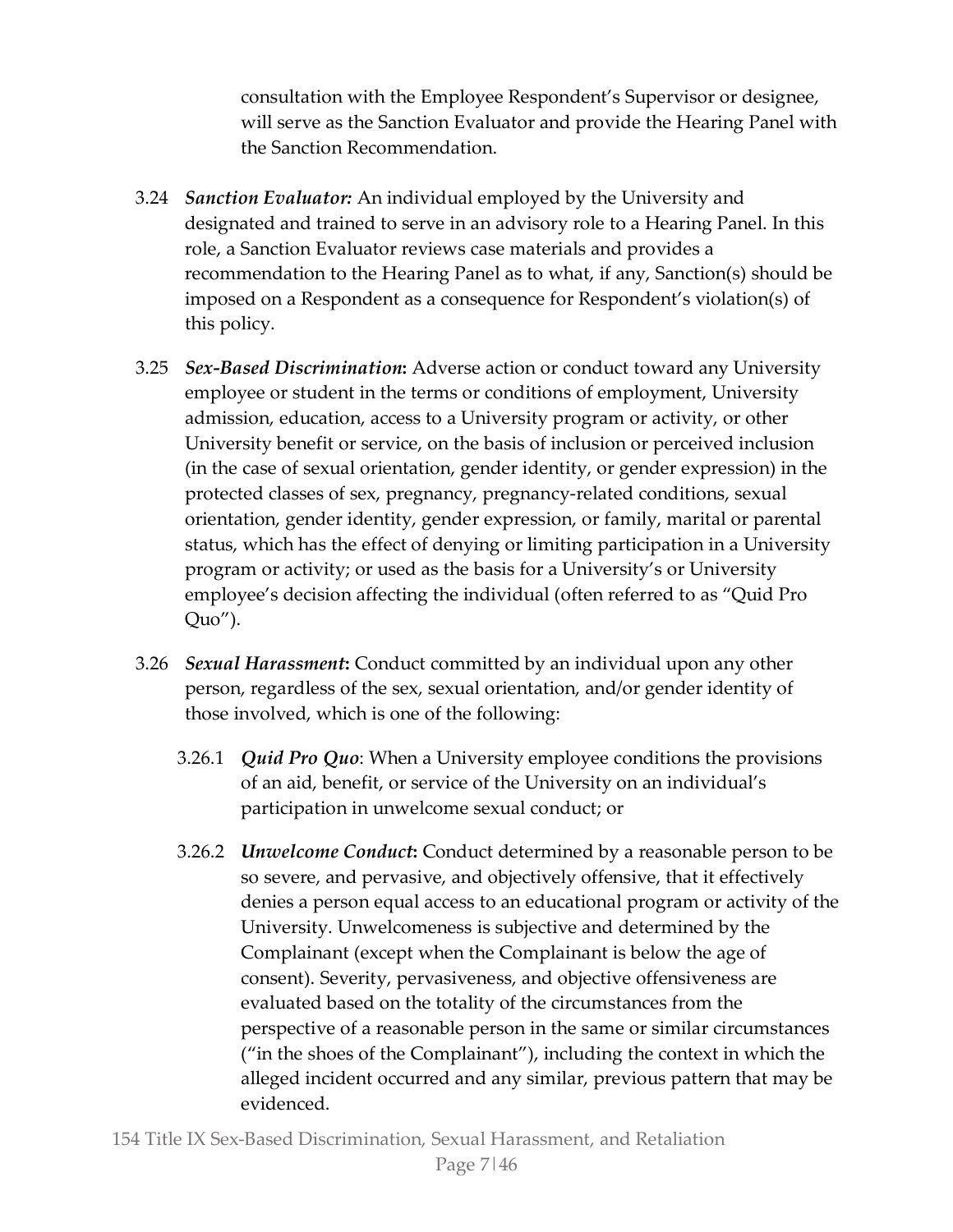consultation with the Employee Respondent's Supervisor or designee, will serve as the Sanction Evaluator and provide the Hearing Panel with the Sanction Recommendation.

3.24 ***Sanction Evaluator:*** An individual employed by the University and designated and trained to serve in an advisory role to a Hearing Panel. In this role, a Sanction Evaluator reviews case materials and provides a recommendation to the Hearing Panel as to what, if any, Sanction(s) should be imposed on a Respondent as a consequence for Respondent's violation(s) of this policy.

3.25 ***Sex-Based Discrimination*:** Adverse action or conduct toward any University employee or student in the terms or conditions of employment, University admission, education, access to a University program or activity, or other University benefit or service, on the basis of inclusion or perceived inclusion (in the case of sexual orientation, gender identity, or gender expression) in the protected classes of sex, pregnancy, pregnancy-related conditions, sexual orientation, gender identity, gender expression, or family, marital or parental status, which has the effect of denying or limiting participation in a University program or activity; or used as the basis for a University's or University employee's decision affecting the individual (often referred to as "Quid Pro Quo").

3.26 ***Sexual Harassment*:** Conduct committed by an individual upon any other person, regardless of the sex, sexual orientation, and/or gender identity of those involved, which is one of the following:

3.26.1 ***Quid Pro Quo***: When a University employee conditions the provisions of an aid, benefit, or service of the University on an individual's participation in unwelcome sexual conduct; or

3.26.2 ***Unwelcome Conduct*:** Conduct determined by a reasonable person to be so severe, and pervasive, and objectively offensive, that it effectively denies a person equal access to an educational program or activity of the University. Unwelcomeness is subjective and determined by the Complainant (except when the Complainant is below the age of consent). Severity, pervasiveness, and objective offensiveness are evaluated based on the totality of the circumstances from the perspective of a reasonable person in the same or similar circumstances ("in the shoes of the Complainant"), including the context in which the alleged incident occurred and any similar, previous pattern that may be evidenced.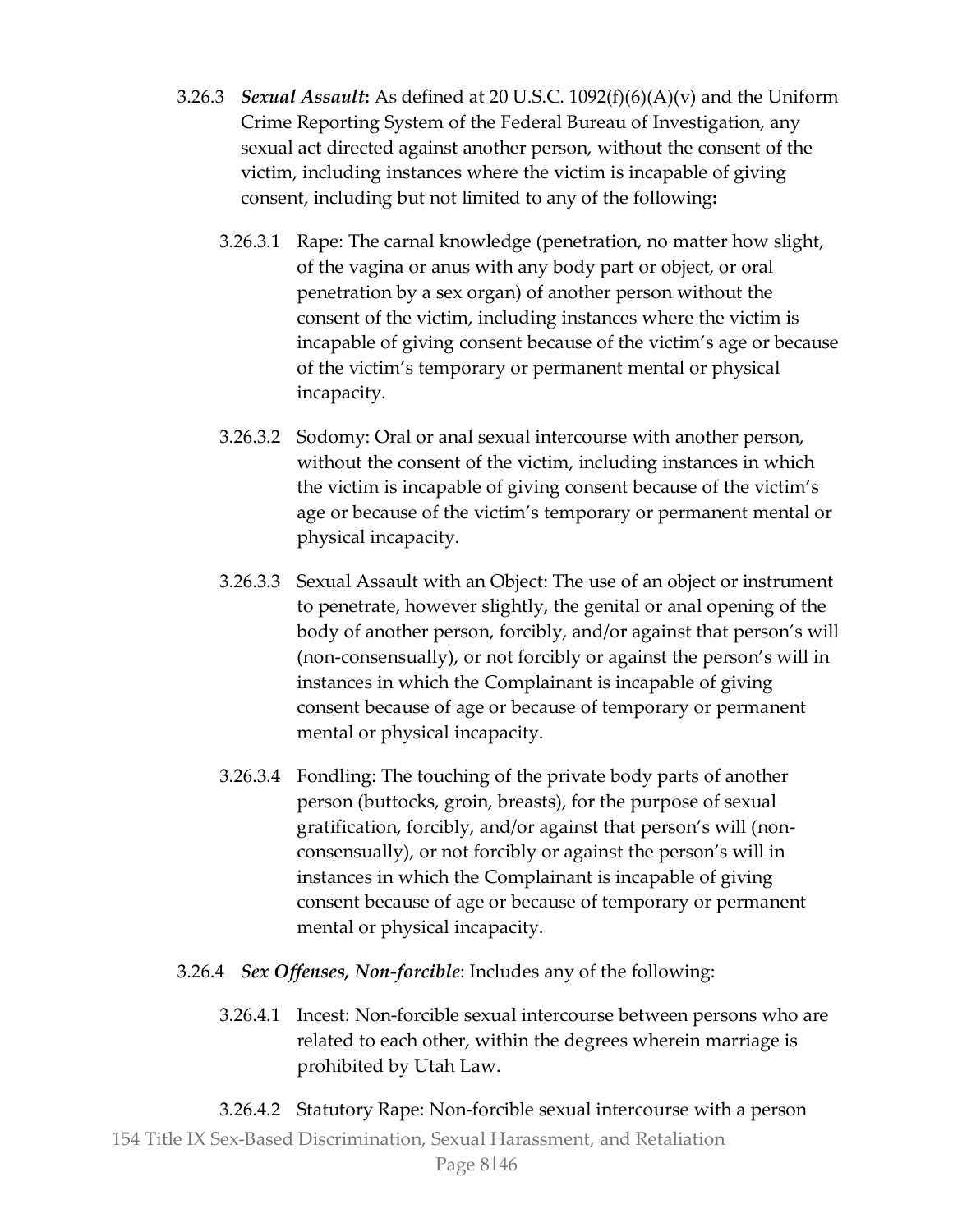3.26.3 ***Sexual Assault*:** As defined at 20 U.S.C. 1092(f)(6)(A)(v) and the Uniform Crime Reporting System of the Federal Bureau of Investigation, any sexual act directed against another person, without the consent of the victim, including instances where the victim is incapable of giving consent, including but not limited to any of the following**:**

3.26.3.1 Rape: The carnal knowledge (penetration, no matter how slight, of the vagina or anus with any body part or object, or oral penetration by a sex organ) of another person without the consent of the victim, including instances where the victim is incapable of giving consent because of the victim's age or because of the victim's temporary or permanent mental or physical incapacity.

3.26.3.2 Sodomy: Oral or anal sexual intercourse with another person, without the consent of the victim, including instances in which the victim is incapable of giving consent because of the victim's age or because of the victim's temporary or permanent mental or physical incapacity.

3.26.3.3 Sexual Assault with an Object: The use of an object or instrument to penetrate, however slightly, the genital or anal opening of the body of another person, forcibly, and/or against that person's will (non-consensually), or not forcibly or against the person's will in instances in which the Complainant is incapable of giving consent because of age or because of temporary or permanent mental or physical incapacity.

3.26.3.4 Fondling: The touching of the private body parts of another person (buttocks, groin, breasts), for the purpose of sexual gratification, forcibly, and/or against that person's will (non-consensually), or not forcibly or against the person's will in instances in which the Complainant is incapable of giving consent because of age or because of temporary or permanent mental or physical incapacity.

3.26.4 ***Sex Offenses, Non-forcible***: Includes any of the following:

3.26.4.1 Incest: Non-forcible sexual intercourse between persons who are related to each other, within the degrees wherein marriage is prohibited by Utah Law.

3.26.4.2 Statutory Rape: Non-forcible sexual intercourse with a person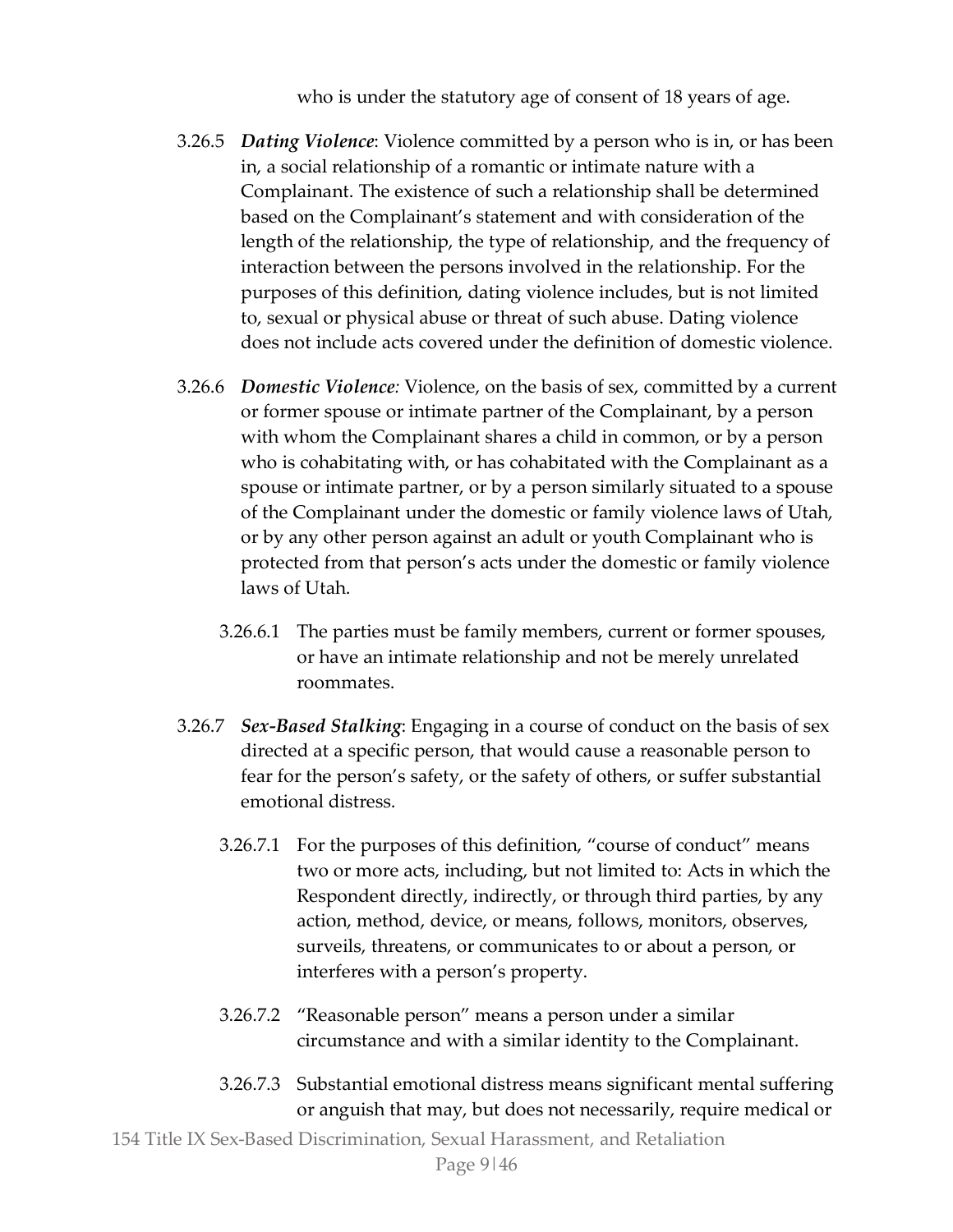who is under the statutory age of consent of 18 years of age.

3.26.5 ***Dating Violence***: Violence committed by a person who is in, or has been in, a social relationship of a romantic or intimate nature with a Complainant. The existence of such a relationship shall be determined based on the Complainant's statement and with consideration of the length of the relationship, the type of relationship, and the frequency of interaction between the persons involved in the relationship. For the purposes of this definition, dating violence includes, but is not limited to, sexual or physical abuse or threat of such abuse. Dating violence does not include acts covered under the definition of domestic violence.

3.26.6 ***Domestic Violence****:* Violence, on the basis of sex, committed by a current or former spouse or intimate partner of the Complainant, by a person with whom the Complainant shares a child in common, or by a person who is cohabitating with, or has cohabitated with the Complainant as a spouse or intimate partner, or by a person similarly situated to a spouse of the Complainant under the domestic or family violence laws of Utah, or by any other person against an adult or youth Complainant who is protected from that person's acts under the domestic or family violence laws of Utah.

3.26.6.1 The parties must be family members, current or former spouses, or have an intimate relationship and not be merely unrelated roommates.

3.26.7 ***Sex-Based Stalking***: Engaging in a course of conduct on the basis of sex directed at a specific person, that would cause a reasonable person to fear for the person's safety, or the safety of others, or suffer substantial emotional distress.

3.26.7.1 For the purposes of this definition, "course of conduct" means two or more acts, including, but not limited to: Acts in which the Respondent directly, indirectly, or through third parties, by any action, method, device, or means, follows, monitors, observes, surveils, threatens, or communicates to or about a person, or interferes with a person's property.

3.26.7.2 "Reasonable person" means a person under a similar circumstance and with a similar identity to the Complainant.

3.26.7.3 Substantial emotional distress means significant mental suffering or anguish that may, but does not necessarily, require medical or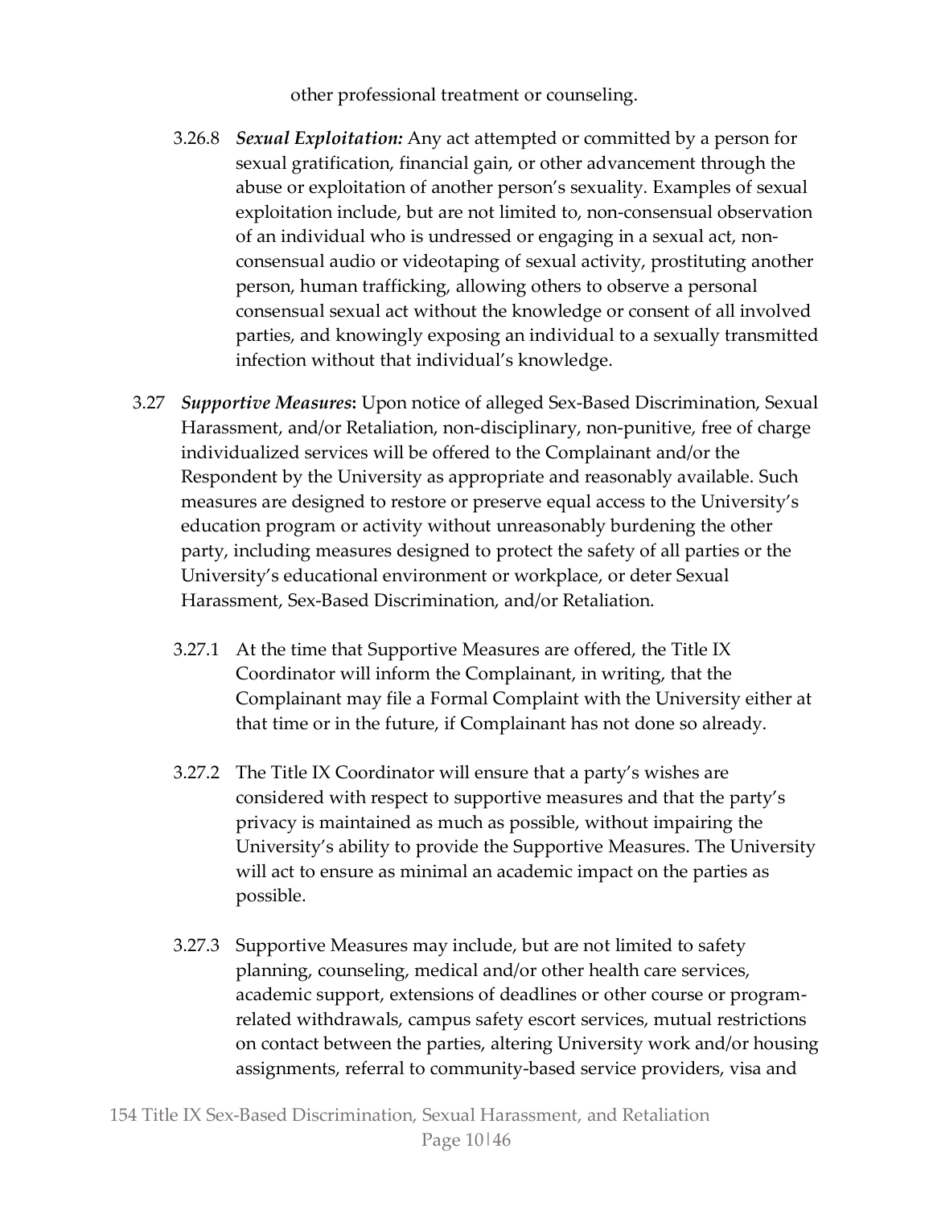other professional treatment or counseling.

3.26.8 ***Sexual Exploitation:*** Any act attempted or committed by a person for sexual gratification, financial gain, or other advancement through the abuse or exploitation of another person's sexuality. Examples of sexual exploitation include, but are not limited to, non-consensual observation of an individual who is undressed or engaging in a sexual act, non-consensual audio or videotaping of sexual activity, prostituting another person, human trafficking, allowing others to observe a personal consensual sexual act without the knowledge or consent of all involved parties, and knowingly exposing an individual to a sexually transmitted infection without that individual's knowledge.

3.27 ***Supportive Measures*****:** Upon notice of alleged Sex-Based Discrimination, Sexual Harassment, and/or Retaliation, non-disciplinary, non-punitive, free of charge individualized services will be offered to the Complainant and/or the Respondent by the University as appropriate and reasonably available. Such measures are designed to restore or preserve equal access to the University's education program or activity without unreasonably burdening the other party, including measures designed to protect the safety of all parties or the University's educational environment or workplace, or deter Sexual Harassment, Sex-Based Discrimination, and/or Retaliation.

3.27.1 At the time that Supportive Measures are offered, the Title IX Coordinator will inform the Complainant, in writing, that the Complainant may file a Formal Complaint with the University either at that time or in the future, if Complainant has not done so already.

3.27.2 The Title IX Coordinator will ensure that a party's wishes are considered with respect to supportive measures and that the party's privacy is maintained as much as possible, without impairing the University's ability to provide the Supportive Measures. The University will act to ensure as minimal an academic impact on the parties as possible.

3.27.3 Supportive Measures may include, but are not limited to safety planning, counseling, medical and/or other health care services, academic support, extensions of deadlines or other course or program-related withdrawals, campus safety escort services, mutual restrictions on contact between the parties, altering University work and/or housing assignments, referral to community-based service providers, visa and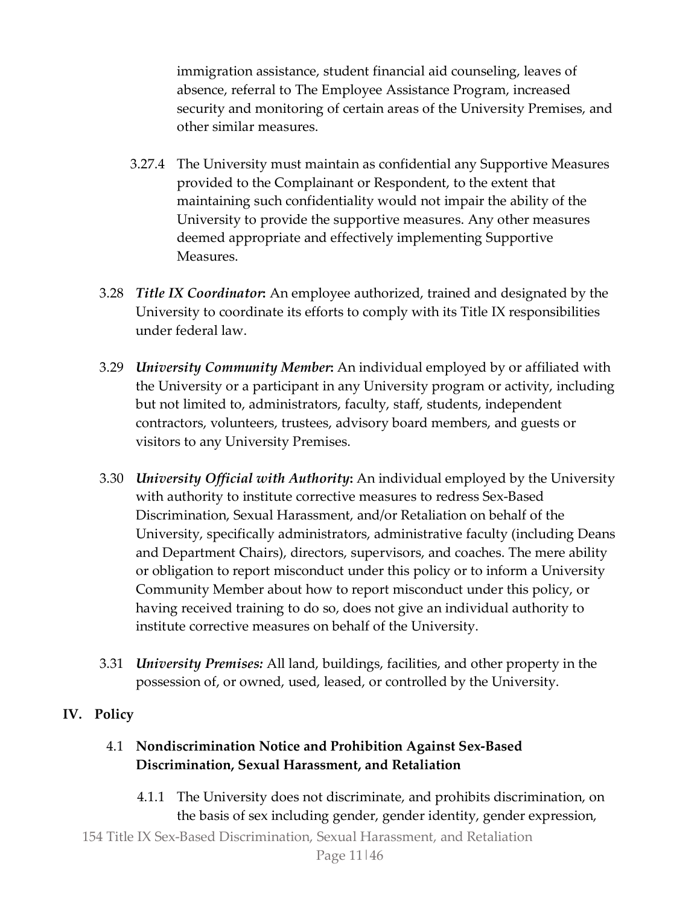immigration assistance, student financial aid counseling, leaves of absence, referral to The Employee Assistance Program, increased security and monitoring of certain areas of the University Premises, and other similar measures.

3.27.4 The University must maintain as confidential any Supportive Measures provided to the Complainant or Respondent, to the extent that maintaining such confidentiality would not impair the ability of the University to provide the supportive measures. Any other measures deemed appropriate and effectively implementing Supportive Measures.

3.28 ***Title IX Coordinator*:** An employee authorized, trained and designated by the University to coordinate its efforts to comply with its Title IX responsibilities under federal law.

3.29 ***University Community Member*:** An individual employed by or affiliated with the University or a participant in any University program or activity, including but not limited to, administrators, faculty, staff, students, independent contractors, volunteers, trustees, advisory board members, and guests or visitors to any University Premises.

3.30 ***University Official with Authority*:** An individual employed by the University with authority to institute corrective measures to redress Sex-Based Discrimination, Sexual Harassment, and/or Retaliation on behalf of the University, specifically administrators, administrative faculty (including Deans and Department Chairs), directors, supervisors, and coaches. The mere ability or obligation to report misconduct under this policy or to inform a University Community Member about how to report misconduct under this policy, or having received training to do so, does not give an individual authority to institute corrective measures on behalf of the University.

3.31 ***University Premises:*** All land, buildings, facilities, and other property in the possession of, or owned, used, leased, or controlled by the University.

## IV. Policy

### 4.1 Nondiscrimination Notice and Prohibition Against Sex-Based Discrimination, Sexual Harassment, and Retaliation

4.1.1 The University does not discriminate, and prohibits discrimination, on the basis of sex including gender, gender identity, gender expression,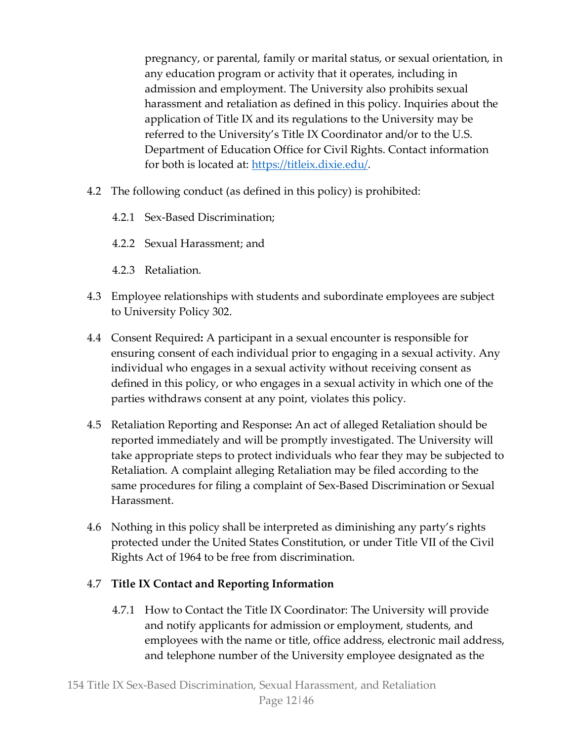pregnancy, or parental, family or marital status, or sexual orientation, in any education program or activity that it operates, including in admission and employment. The University also prohibits sexual harassment and retaliation as defined in this policy. Inquiries about the application of Title IX and its regulations to the University may be referred to the University's Title IX Coordinator and/or to the U.S. Department of Education Office for Civil Rights. Contact information for both is located at: [https://titleix.dixie.edu/](https://titleix.dixie.edu/).

4.2 The following conduct (as defined in this policy) is prohibited:

4.2.1 Sex-Based Discrimination;

4.2.2 Sexual Harassment; and

4.2.3 Retaliation.

4.3 Employee relationships with students and subordinate employees are subject to University Policy 302.

4.4 Consent Required**:** A participant in a sexual encounter is responsible for ensuring consent of each individual prior to engaging in a sexual activity. Any individual who engages in a sexual activity without receiving consent as defined in this policy, or who engages in a sexual activity in which one of the parties withdraws consent at any point, violates this policy.

4.5 Retaliation Reporting and Response**:** An act of alleged Retaliation should be reported immediately and will be promptly investigated. The University will take appropriate steps to protect individuals who fear they may be subjected to Retaliation. A complaint alleging Retaliation may be filed according to the same procedures for filing a complaint of Sex-Based Discrimination or Sexual Harassment.

4.6 Nothing in this policy shall be interpreted as diminishing any party's rights protected under the United States Constitution, or under Title VII of the Civil Rights Act of 1964 to be free from discrimination.

4.7 **Title IX Contact and Reporting Information**

4.7.1 How to Contact the Title IX Coordinator: The University will provide and notify applicants for admission or employment, students, and employees with the name or title, office address, electronic mail address, and telephone number of the University employee designated as the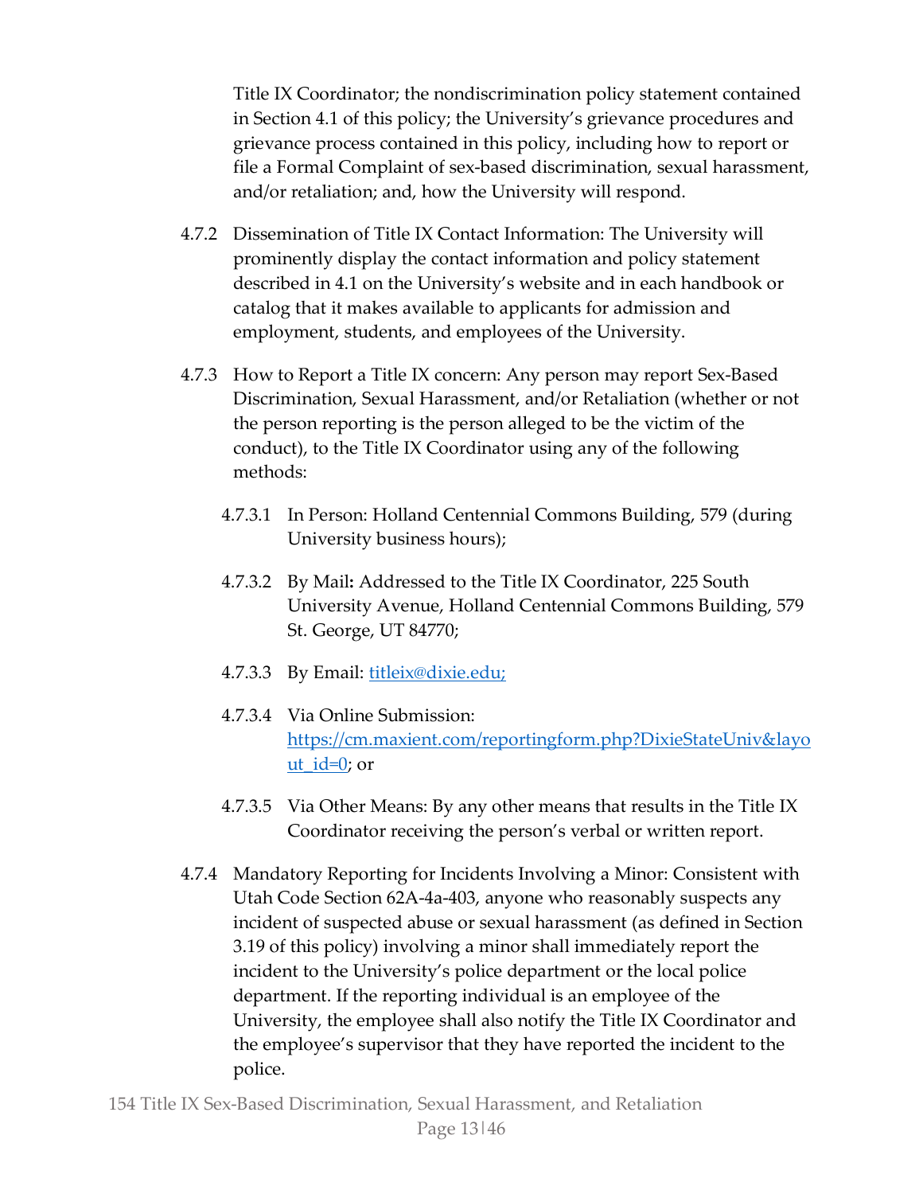Title IX Coordinator; the nondiscrimination policy statement contained in Section 4.1 of this policy; the University's grievance procedures and grievance process contained in this policy, including how to report or file a Formal Complaint of sex-based discrimination, sexual harassment, and/or retaliation; and, how the University will respond.

4.7.2 Dissemination of Title IX Contact Information: The University will prominently display the contact information and policy statement described in 4.1 on the University's website and in each handbook or catalog that it makes available to applicants for admission and employment, students, and employees of the University.

4.7.3 How to Report a Title IX concern: Any person may report Sex-Based Discrimination, Sexual Harassment, and/or Retaliation (whether or not the person reporting is the person alleged to be the victim of the conduct), to the Title IX Coordinator using any of the following methods:

4.7.3.1 In Person: Holland Centennial Commons Building, 579 (during University business hours);

4.7.3.2 By Mail**:** Addressed to the Title IX Coordinator, 225 South University Avenue, Holland Centennial Commons Building, 579 St. George, UT 84770;

4.7.3.3 By Email: [titleix@dixie.edu;](mailto:titleix@dixie.edu)

4.7.3.4 Via Online Submission: [https://cm.maxient.com/reportingform.php?DixieStateUniv&layout_id=0](https://cm.maxient.com/reportingform.php?DixieStateUniv&layout_id=0); or

4.7.3.5 Via Other Means: By any other means that results in the Title IX Coordinator receiving the person's verbal or written report.

4.7.4 Mandatory Reporting for Incidents Involving a Minor: Consistent with Utah Code Section 62A-4a-403, anyone who reasonably suspects any incident of suspected abuse or sexual harassment (as defined in Section 3.19 of this policy) involving a minor shall immediately report the incident to the University's police department or the local police department. If the reporting individual is an employee of the University, the employee shall also notify the Title IX Coordinator and the employee's supervisor that they have reported the incident to the police.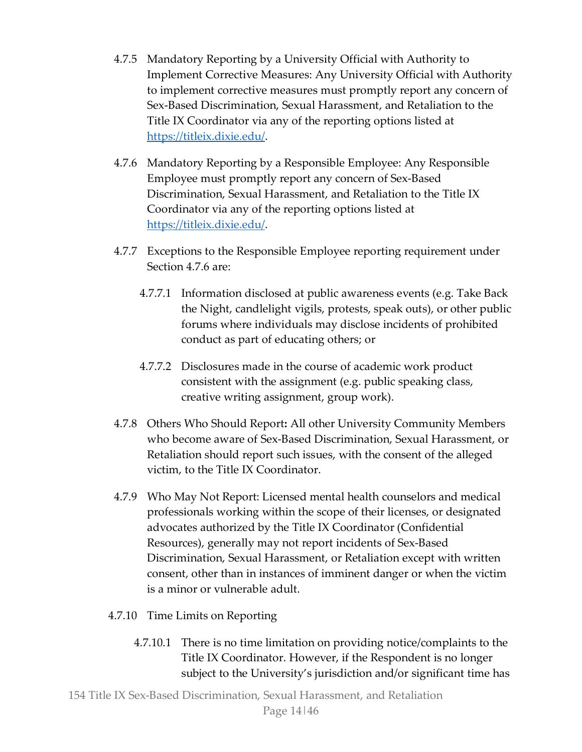4.7.5 Mandatory Reporting by a University Official with Authority to Implement Corrective Measures: Any University Official with Authority to implement corrective measures must promptly report any concern of Sex-Based Discrimination, Sexual Harassment, and Retaliation to the Title IX Coordinator via any of the reporting options listed at [https://titleix.dixie.edu/](https://titleix.dixie.edu/).

4.7.6 Mandatory Reporting by a Responsible Employee: Any Responsible Employee must promptly report any concern of Sex-Based Discrimination, Sexual Harassment, and Retaliation to the Title IX Coordinator via any of the reporting options listed at [https://titleix.dixie.edu/](https://titleix.dixie.edu/).

4.7.7 Exceptions to the Responsible Employee reporting requirement under Section 4.7.6 are:

4.7.7.1 Information disclosed at public awareness events (e.g. Take Back the Night, candlelight vigils, protests, speak outs), or other public forums where individuals may disclose incidents of prohibited conduct as part of educating others; or

4.7.7.2 Disclosures made in the course of academic work product consistent with the assignment (e.g. public speaking class, creative writing assignment, group work).

4.7.8 Others Who Should Report**:** All other University Community Members who become aware of Sex-Based Discrimination, Sexual Harassment, or Retaliation should report such issues, with the consent of the alleged victim, to the Title IX Coordinator.

4.7.9 Who May Not Report: Licensed mental health counselors and medical professionals working within the scope of their licenses, or designated advocates authorized by the Title IX Coordinator (Confidential Resources), generally may not report incidents of Sex-Based Discrimination, Sexual Harassment, or Retaliation except with written consent, other than in instances of imminent danger or when the victim is a minor or vulnerable adult.

4.7.10 Time Limits on Reporting

4.7.10.1 There is no time limitation on providing notice/complaints to the Title IX Coordinator. However, if the Respondent is no longer subject to the University's jurisdiction and/or significant time has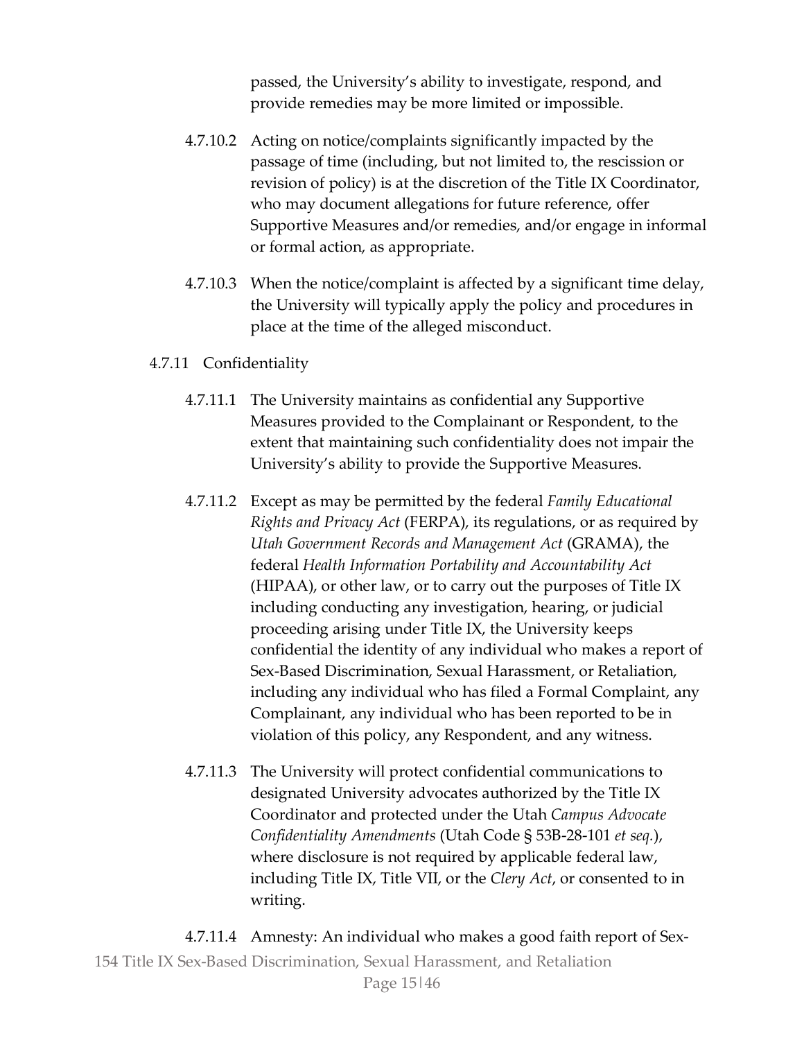passed, the University's ability to investigate, respond, and provide remedies may be more limited or impossible.

4.7.10.2 Acting on notice/complaints significantly impacted by the passage of time (including, but not limited to, the rescission or revision of policy) is at the discretion of the Title IX Coordinator, who may document allegations for future reference, offer Supportive Measures and/or remedies, and/or engage in informal or formal action, as appropriate.

4.7.10.3 When the notice/complaint is affected by a significant time delay, the University will typically apply the policy and procedures in place at the time of the alleged misconduct.

4.7.11 Confidentiality

4.7.11.1 The University maintains as confidential any Supportive Measures provided to the Complainant or Respondent, to the extent that maintaining such confidentiality does not impair the University's ability to provide the Supportive Measures.

4.7.11.2 Except as may be permitted by the federal *Family Educational Rights and Privacy Act* (FERPA), its regulations, or as required by *Utah Government Records and Management Act* (GRAMA), the federal *Health Information Portability and Accountability Act* (HIPAA), or other law, or to carry out the purposes of Title IX including conducting any investigation, hearing, or judicial proceeding arising under Title IX, the University keeps confidential the identity of any individual who makes a report of Sex-Based Discrimination, Sexual Harassment, or Retaliation, including any individual who has filed a Formal Complaint, any Complainant, any individual who has been reported to be in violation of this policy, any Respondent, and any witness.

4.7.11.3 The University will protect confidential communications to designated University advocates authorized by the Title IX Coordinator and protected under the Utah *Campus Advocate Confidentiality Amendments* (Utah Code § 53B-28-101 *et seq.*), where disclosure is not required by applicable federal law, including Title IX, Title VII, or the *Clery Act*, or consented to in writing.

4.7.11.4 Amnesty: An individual who makes a good faith report of Sex-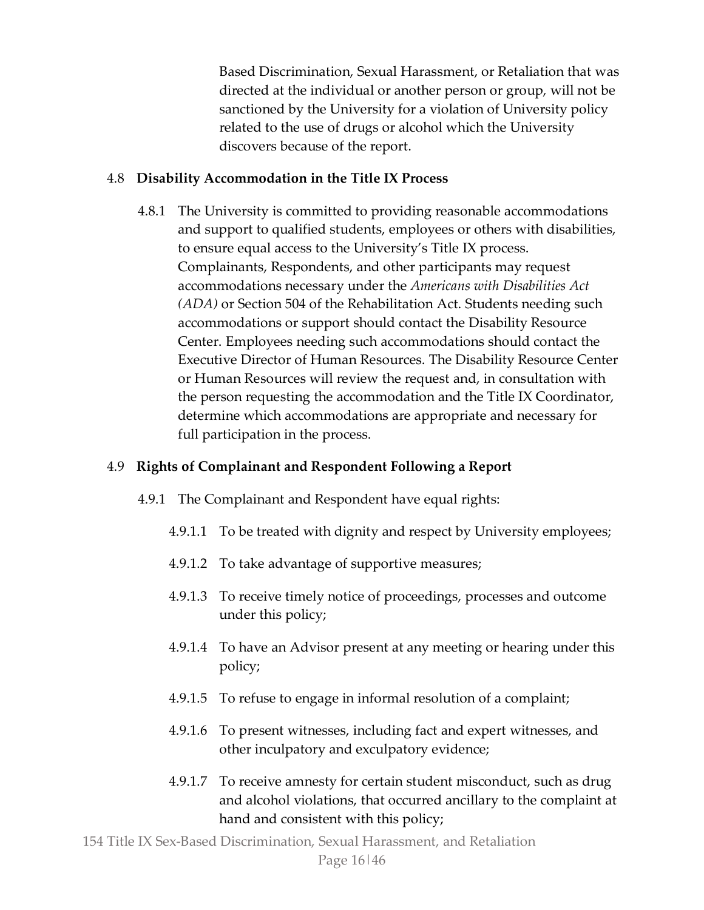Based Discrimination, Sexual Harassment, or Retaliation that was directed at the individual or another person or group, will not be sanctioned by the University for a violation of University policy related to the use of drugs or alcohol which the University discovers because of the report.

### 4.8 Disability Accommodation in the Title IX Process

4.8.1 The University is committed to providing reasonable accommodations and support to qualified students, employees or others with disabilities, to ensure equal access to the University's Title IX process. Complainants, Respondents, and other participants may request accommodations necessary under the *Americans with Disabilities Act (ADA)* or Section 504 of the Rehabilitation Act. Students needing such accommodations or support should contact the Disability Resource Center. Employees needing such accommodations should contact the Executive Director of Human Resources. The Disability Resource Center or Human Resources will review the request and, in consultation with the person requesting the accommodation and the Title IX Coordinator, determine which accommodations are appropriate and necessary for full participation in the process.

### 4.9 Rights of Complainant and Respondent Following a Report

4.9.1 The Complainant and Respondent have equal rights:

- 4.9.1.1 To be treated with dignity and respect by University employees;
- 4.9.1.2 To take advantage of supportive measures;
- 4.9.1.3 To receive timely notice of proceedings, processes and outcome under this policy;
- 4.9.1.4 To have an Advisor present at any meeting or hearing under this policy;
- 4.9.1.5 To refuse to engage in informal resolution of a complaint;
- 4.9.1.6 To present witnesses, including fact and expert witnesses, and other inculpatory and exculpatory evidence;
- 4.9.1.7 To receive amnesty for certain student misconduct, such as drug and alcohol violations, that occurred ancillary to the complaint at hand and consistent with this policy;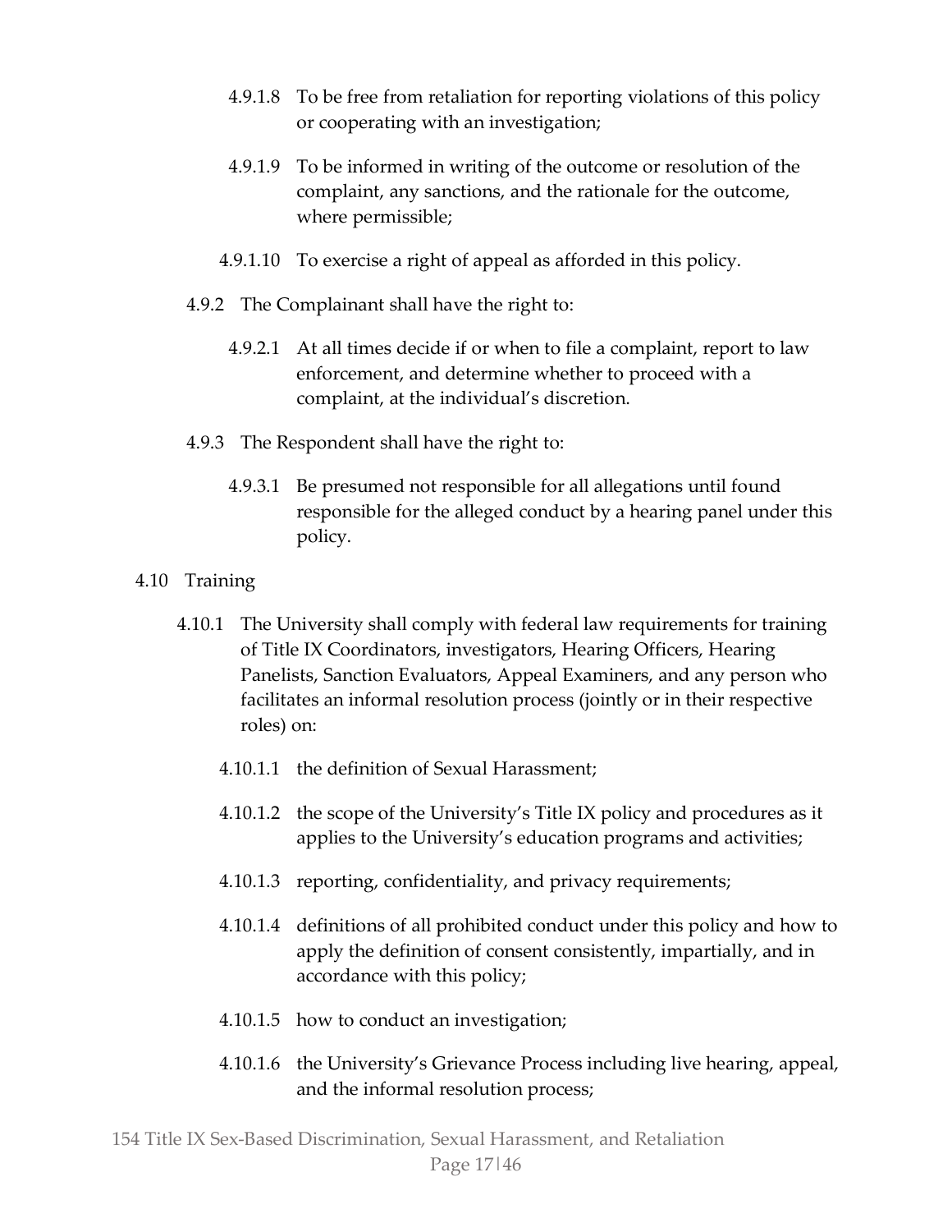4.9.1.8 To be free from retaliation for reporting violations of this policy or cooperating with an investigation;

4.9.1.9 To be informed in writing of the outcome or resolution of the complaint, any sanctions, and the rationale for the outcome, where permissible;

4.9.1.10 To exercise a right of appeal as afforded in this policy.

4.9.2 The Complainant shall have the right to:

4.9.2.1 At all times decide if or when to file a complaint, report to law enforcement, and determine whether to proceed with a complaint, at the individual's discretion.

4.9.3 The Respondent shall have the right to:

4.9.3.1 Be presumed not responsible for all allegations until found responsible for the alleged conduct by a hearing panel under this policy.

4.10 Training

4.10.1 The University shall comply with federal law requirements for training of Title IX Coordinators, investigators, Hearing Officers, Hearing Panelists, Sanction Evaluators, Appeal Examiners, and any person who facilitates an informal resolution process (jointly or in their respective roles) on:

4.10.1.1 the definition of Sexual Harassment;

4.10.1.2 the scope of the University's Title IX policy and procedures as it applies to the University's education programs and activities;

4.10.1.3 reporting, confidentiality, and privacy requirements;

4.10.1.4 definitions of all prohibited conduct under this policy and how to apply the definition of consent consistently, impartially, and in accordance with this policy;

4.10.1.5 how to conduct an investigation;

4.10.1.6 the University's Grievance Process including live hearing, appeal, and the informal resolution process;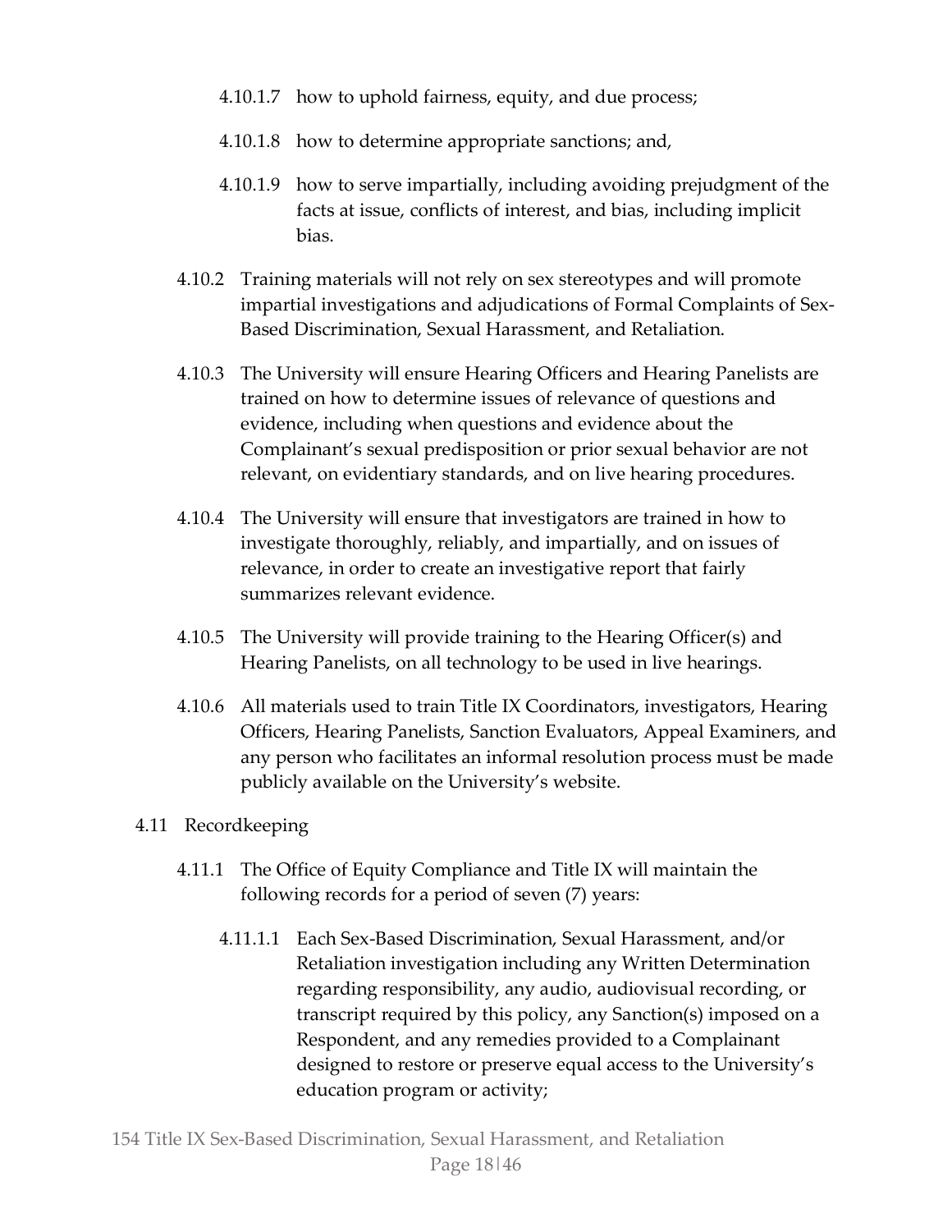4.10.1.7 how to uphold fairness, equity, and due process;

4.10.1.8 how to determine appropriate sanctions; and,

4.10.1.9 how to serve impartially, including avoiding prejudgment of the facts at issue, conflicts of interest, and bias, including implicit bias.

4.10.2 Training materials will not rely on sex stereotypes and will promote impartial investigations and adjudications of Formal Complaints of Sex-Based Discrimination, Sexual Harassment, and Retaliation.

4.10.3 The University will ensure Hearing Officers and Hearing Panelists are trained on how to determine issues of relevance of questions and evidence, including when questions and evidence about the Complainant's sexual predisposition or prior sexual behavior are not relevant, on evidentiary standards, and on live hearing procedures.

4.10.4 The University will ensure that investigators are trained in how to investigate thoroughly, reliably, and impartially, and on issues of relevance, in order to create an investigative report that fairly summarizes relevant evidence.

4.10.5 The University will provide training to the Hearing Officer(s) and Hearing Panelists, on all technology to be used in live hearings.

4.10.6 All materials used to train Title IX Coordinators, investigators, Hearing Officers, Hearing Panelists, Sanction Evaluators, Appeal Examiners, and any person who facilitates an informal resolution process must be made publicly available on the University's website.

4.11 Recordkeeping

4.11.1 The Office of Equity Compliance and Title IX will maintain the following records for a period of seven (7) years:

4.11.1.1 Each Sex-Based Discrimination, Sexual Harassment, and/or Retaliation investigation including any Written Determination regarding responsibility, any audio, audiovisual recording, or transcript required by this policy, any Sanction(s) imposed on a Respondent, and any remedies provided to a Complainant designed to restore or preserve equal access to the University's education program or activity;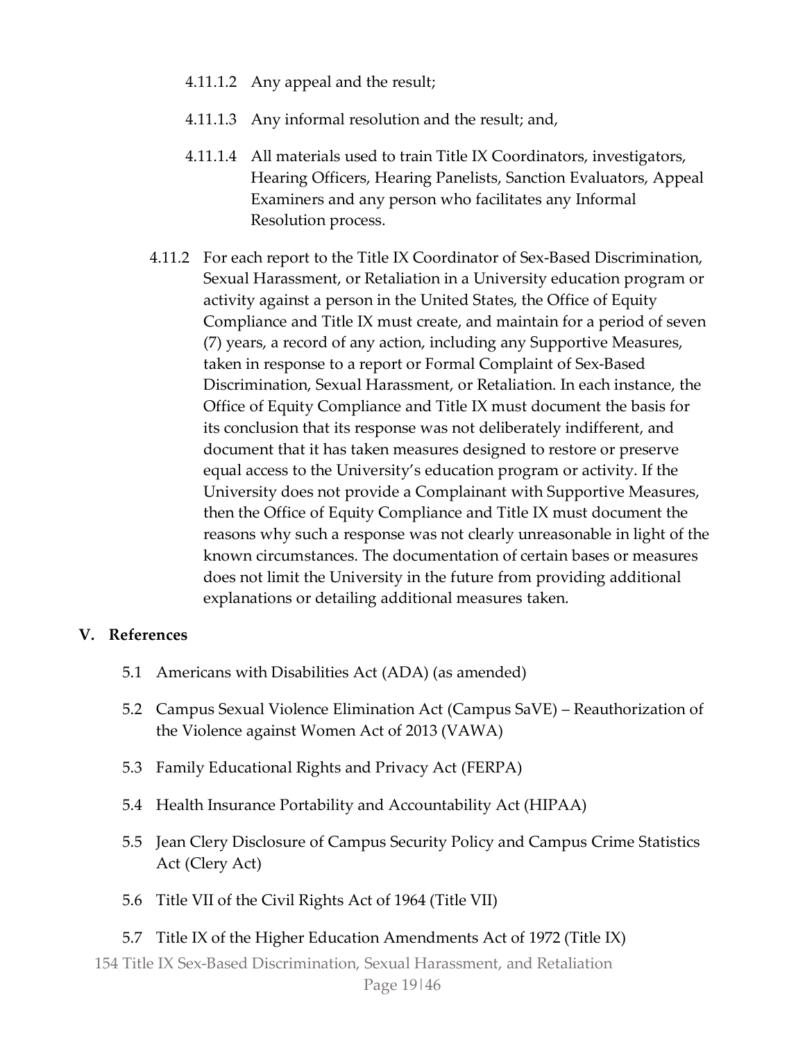4.11.1.2 Any appeal and the result;

4.11.1.3 Any informal resolution and the result; and,

4.11.1.4 All materials used to train Title IX Coordinators, investigators, Hearing Officers, Hearing Panelists, Sanction Evaluators, Appeal Examiners and any person who facilitates any Informal Resolution process.

4.11.2 For each report to the Title IX Coordinator of Sex-Based Discrimination, Sexual Harassment, or Retaliation in a University education program or activity against a person in the United States, the Office of Equity Compliance and Title IX must create, and maintain for a period of seven (7) years, a record of any action, including any Supportive Measures, taken in response to a report or Formal Complaint of Sex-Based Discrimination, Sexual Harassment, or Retaliation. In each instance, the Office of Equity Compliance and Title IX must document the basis for its conclusion that its response was not deliberately indifferent, and document that it has taken measures designed to restore or preserve equal access to the University's education program or activity. If the University does not provide a Complainant with Supportive Measures, then the Office of Equity Compliance and Title IX must document the reasons why such a response was not clearly unreasonable in light of the known circumstances. The documentation of certain bases or measures does not limit the University in the future from providing additional explanations or detailing additional measures taken.

## V. References

5.1 Americans with Disabilities Act (ADA) (as amended)

5.2 Campus Sexual Violence Elimination Act (Campus SaVE) – Reauthorization of the Violence against Women Act of 2013 (VAWA)

5.3 Family Educational Rights and Privacy Act (FERPA)

5.4 Health Insurance Portability and Accountability Act (HIPAA)

5.5 Jean Clery Disclosure of Campus Security Policy and Campus Crime Statistics Act (Clery Act)

5.6 Title VII of the Civil Rights Act of 1964 (Title VII)

5.7 Title IX of the Higher Education Amendments Act of 1972 (Title IX)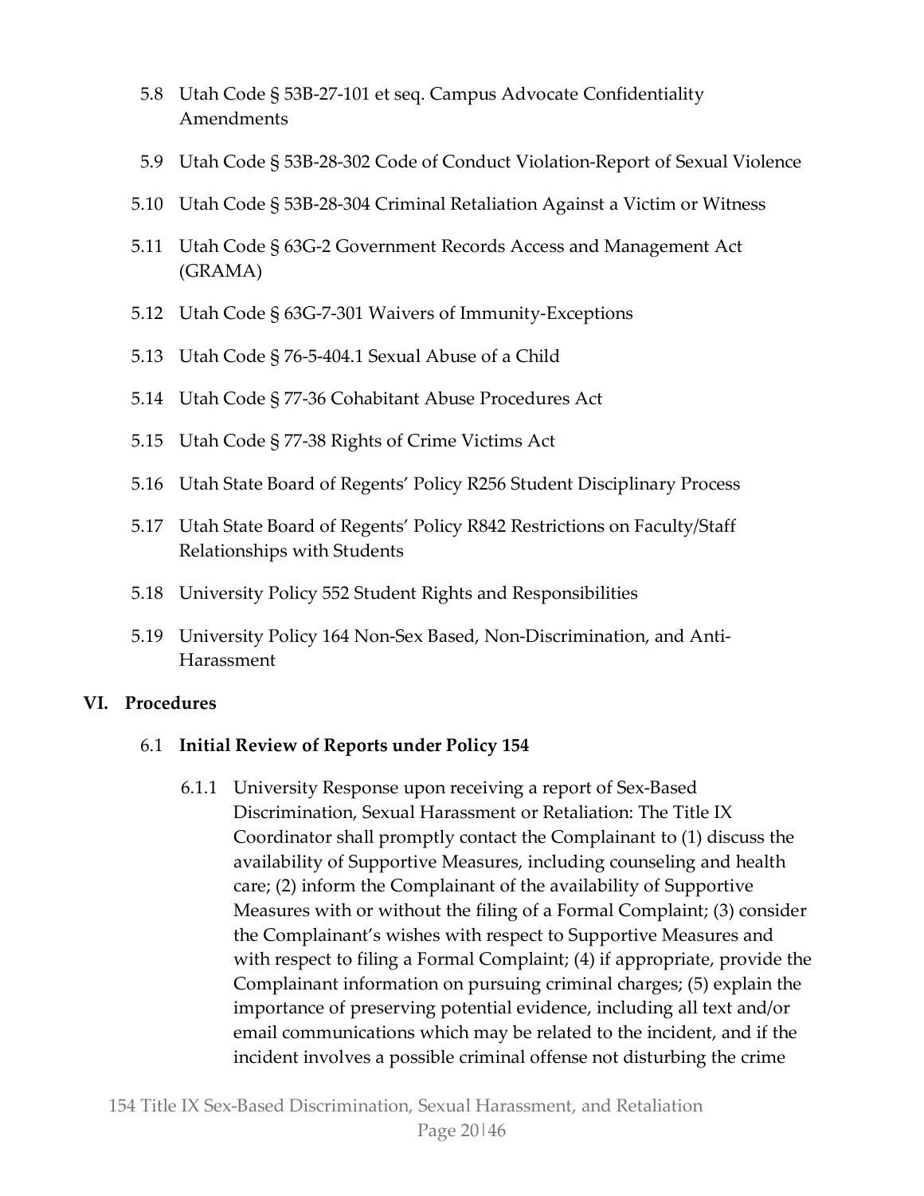- 5.8 Utah Code § 53B-27-101 et seq. Campus Advocate Confidentiality Amendments
- 5.9 Utah Code § 53B-28-302 Code of Conduct Violation-Report of Sexual Violence
- 5.10 Utah Code § 53B-28-304 Criminal Retaliation Against a Victim or Witness
- 5.11 Utah Code § 63G-2 Government Records Access and Management Act (GRAMA)
- 5.12 Utah Code § 63G-7-301 Waivers of Immunity-Exceptions
- 5.13 Utah Code § 76-5-404.1 Sexual Abuse of a Child
- 5.14 Utah Code § 77-36 Cohabitant Abuse Procedures Act
- 5.15 Utah Code § 77-38 Rights of Crime Victims Act
- 5.16 Utah State Board of Regents' Policy R256 Student Disciplinary Process
- 5.17 Utah State Board of Regents' Policy R842 Restrictions on Faculty/Staff Relationships with Students
- 5.18 University Policy 552 Student Rights and Responsibilities
- 5.19 University Policy 164 Non-Sex Based, Non-Discrimination, and Anti-Harassment

## VI. Procedures

### 6.1 Initial Review of Reports under Policy 154

6.1.1 University Response upon receiving a report of Sex-Based Discrimination, Sexual Harassment or Retaliation: The Title IX Coordinator shall promptly contact the Complainant to (1) discuss the availability of Supportive Measures, including counseling and health care; (2) inform the Complainant of the availability of Supportive Measures with or without the filing of a Formal Complaint; (3) consider the Complainant's wishes with respect to Supportive Measures and with respect to filing a Formal Complaint; (4) if appropriate, provide the Complainant information on pursuing criminal charges; (5) explain the importance of preserving potential evidence, including all text and/or email communications which may be related to the incident, and if the incident involves a possible criminal offense not disturbing the crime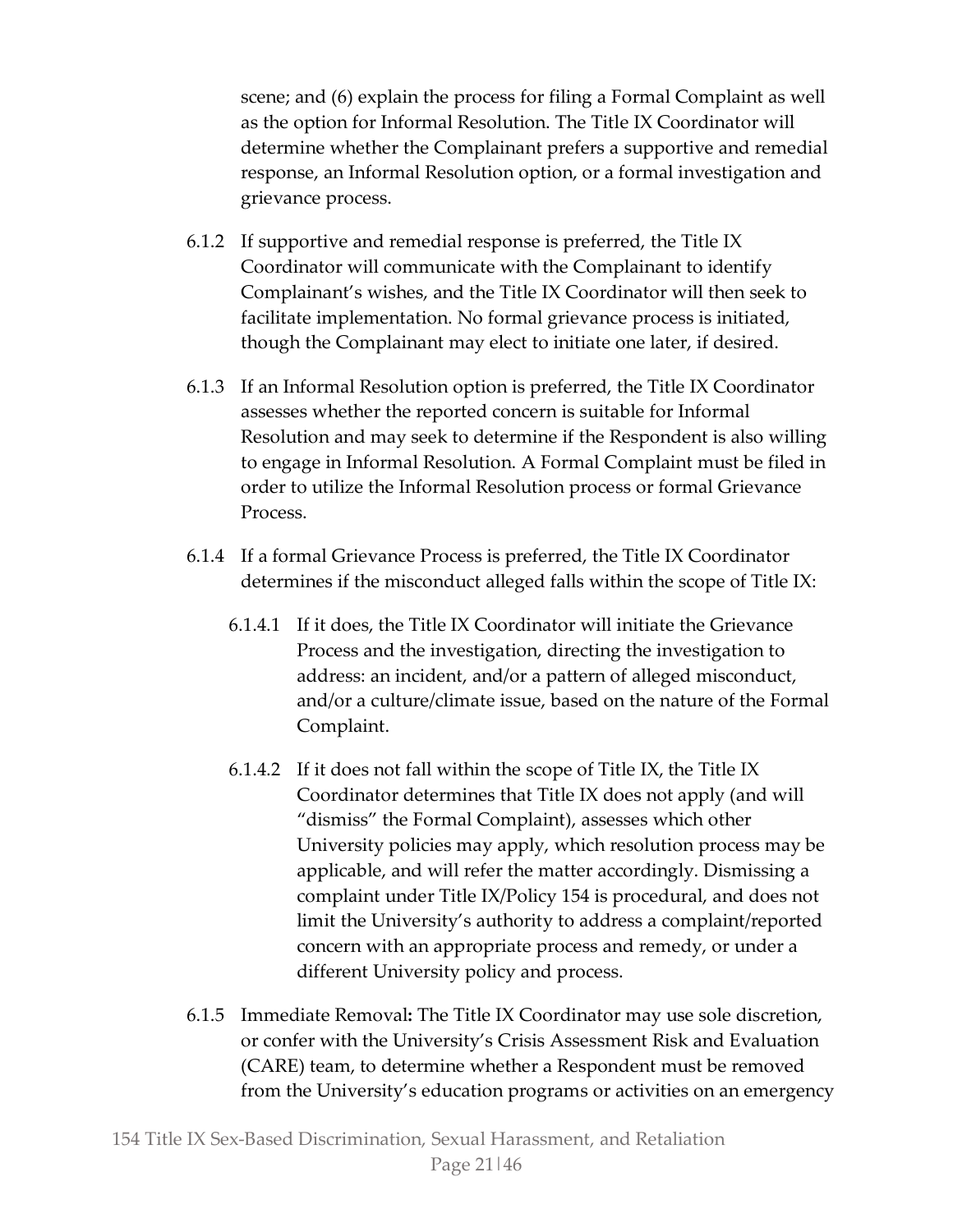scene; and (6) explain the process for filing a Formal Complaint as well as the option for Informal Resolution. The Title IX Coordinator will determine whether the Complainant prefers a supportive and remedial response, an Informal Resolution option, or a formal investigation and grievance process.

6.1.2 If supportive and remedial response is preferred, the Title IX Coordinator will communicate with the Complainant to identify Complainant's wishes, and the Title IX Coordinator will then seek to facilitate implementation. No formal grievance process is initiated, though the Complainant may elect to initiate one later, if desired.

6.1.3 If an Informal Resolution option is preferred, the Title IX Coordinator assesses whether the reported concern is suitable for Informal Resolution and may seek to determine if the Respondent is also willing to engage in Informal Resolution. A Formal Complaint must be filed in order to utilize the Informal Resolution process or formal Grievance Process.

6.1.4 If a formal Grievance Process is preferred, the Title IX Coordinator determines if the misconduct alleged falls within the scope of Title IX:

6.1.4.1 If it does, the Title IX Coordinator will initiate the Grievance Process and the investigation, directing the investigation to address: an incident, and/or a pattern of alleged misconduct, and/or a culture/climate issue, based on the nature of the Formal Complaint.

6.1.4.2 If it does not fall within the scope of Title IX, the Title IX Coordinator determines that Title IX does not apply (and will "dismiss" the Formal Complaint), assesses which other University policies may apply, which resolution process may be applicable, and will refer the matter accordingly. Dismissing a complaint under Title IX/Policy 154 is procedural, and does not limit the University's authority to address a complaint/reported concern with an appropriate process and remedy, or under a different University policy and process.

6.1.5 Immediate Removal**:** The Title IX Coordinator may use sole discretion, or confer with the University's Crisis Assessment Risk and Evaluation (CARE) team, to determine whether a Respondent must be removed from the University's education programs or activities on an emergency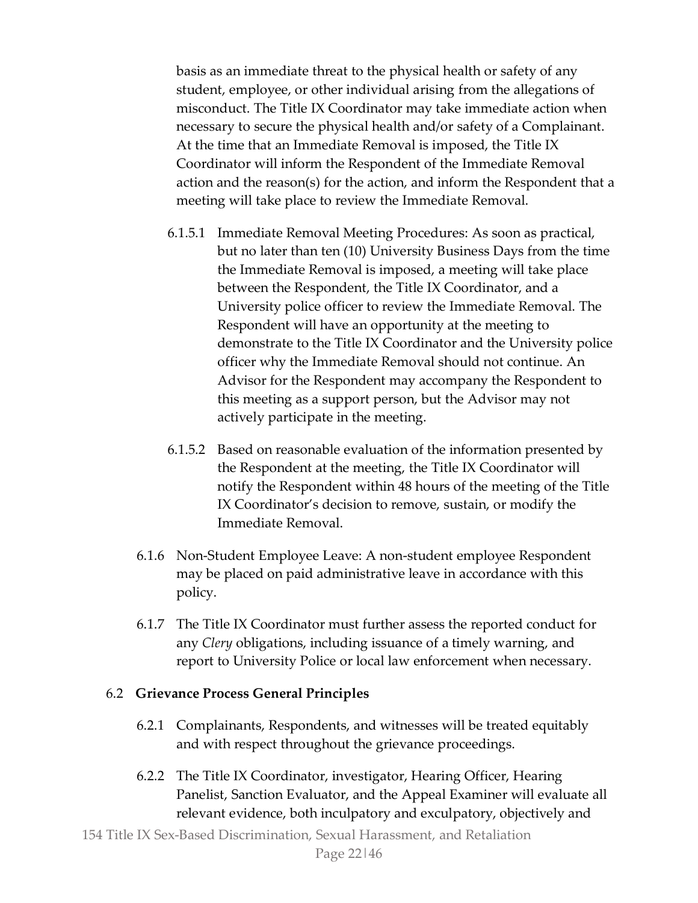basis as an immediate threat to the physical health or safety of any student, employee, or other individual arising from the allegations of misconduct. The Title IX Coordinator may take immediate action when necessary to secure the physical health and/or safety of a Complainant. At the time that an Immediate Removal is imposed, the Title IX Coordinator will inform the Respondent of the Immediate Removal action and the reason(s) for the action, and inform the Respondent that a meeting will take place to review the Immediate Removal.

6.1.5.1 Immediate Removal Meeting Procedures: As soon as practical, but no later than ten (10) University Business Days from the time the Immediate Removal is imposed, a meeting will take place between the Respondent, the Title IX Coordinator, and a University police officer to review the Immediate Removal. The Respondent will have an opportunity at the meeting to demonstrate to the Title IX Coordinator and the University police officer why the Immediate Removal should not continue. An Advisor for the Respondent may accompany the Respondent to this meeting as a support person, but the Advisor may not actively participate in the meeting.

6.1.5.2 Based on reasonable evaluation of the information presented by the Respondent at the meeting, the Title IX Coordinator will notify the Respondent within 48 hours of the meeting of the Title IX Coordinator's decision to remove, sustain, or modify the Immediate Removal.

6.1.6 Non-Student Employee Leave: A non-student employee Respondent may be placed on paid administrative leave in accordance with this policy.

6.1.7 The Title IX Coordinator must further assess the reported conduct for any *Clery* obligations, including issuance of a timely warning, and report to University Police or local law enforcement when necessary.

### 6.2 Grievance Process General Principles

6.2.1 Complainants, Respondents, and witnesses will be treated equitably and with respect throughout the grievance proceedings.

6.2.2 The Title IX Coordinator, investigator, Hearing Officer, Hearing Panelist, Sanction Evaluator, and the Appeal Examiner will evaluate all relevant evidence, both inculpatory and exculpatory, objectively and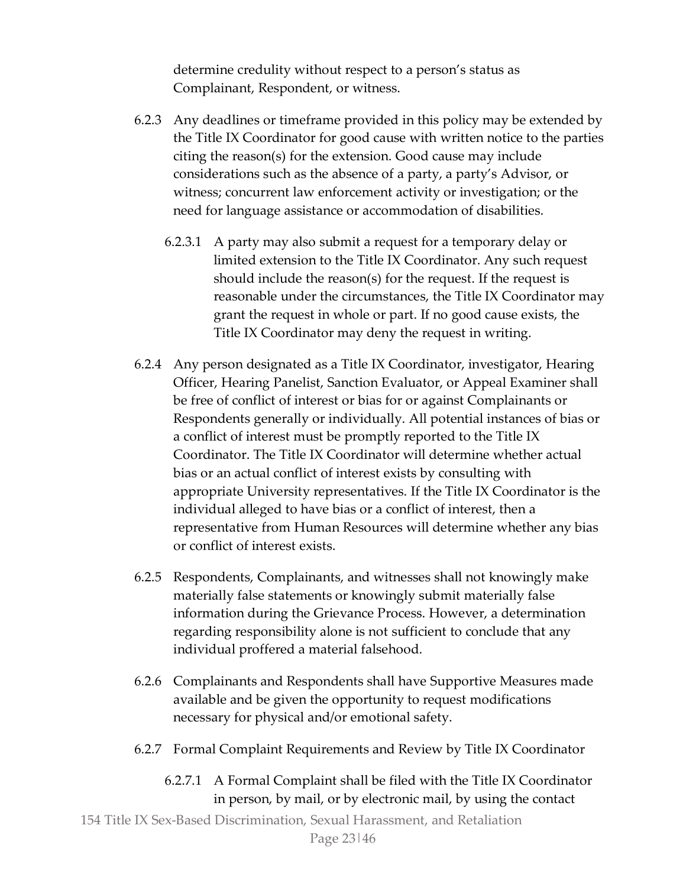determine credulity without respect to a person's status as Complainant, Respondent, or witness.

6.2.3 Any deadlines or timeframe provided in this policy may be extended by the Title IX Coordinator for good cause with written notice to the parties citing the reason(s) for the extension. Good cause may include considerations such as the absence of a party, a party's Advisor, or witness; concurrent law enforcement activity or investigation; or the need for language assistance or accommodation of disabilities.

6.2.3.1 A party may also submit a request for a temporary delay or limited extension to the Title IX Coordinator. Any such request should include the reason(s) for the request. If the request is reasonable under the circumstances, the Title IX Coordinator may grant the request in whole or part. If no good cause exists, the Title IX Coordinator may deny the request in writing.

6.2.4 Any person designated as a Title IX Coordinator, investigator, Hearing Officer, Hearing Panelist, Sanction Evaluator, or Appeal Examiner shall be free of conflict of interest or bias for or against Complainants or Respondents generally or individually. All potential instances of bias or a conflict of interest must be promptly reported to the Title IX Coordinator. The Title IX Coordinator will determine whether actual bias or an actual conflict of interest exists by consulting with appropriate University representatives. If the Title IX Coordinator is the individual alleged to have bias or a conflict of interest, then a representative from Human Resources will determine whether any bias or conflict of interest exists.

6.2.5 Respondents, Complainants, and witnesses shall not knowingly make materially false statements or knowingly submit materially false information during the Grievance Process. However, a determination regarding responsibility alone is not sufficient to conclude that any individual proffered a material falsehood.

6.2.6 Complainants and Respondents shall have Supportive Measures made available and be given the opportunity to request modifications necessary for physical and/or emotional safety.

6.2.7 Formal Complaint Requirements and Review by Title IX Coordinator

6.2.7.1 A Formal Complaint shall be filed with the Title IX Coordinator in person, by mail, or by electronic mail, by using the contact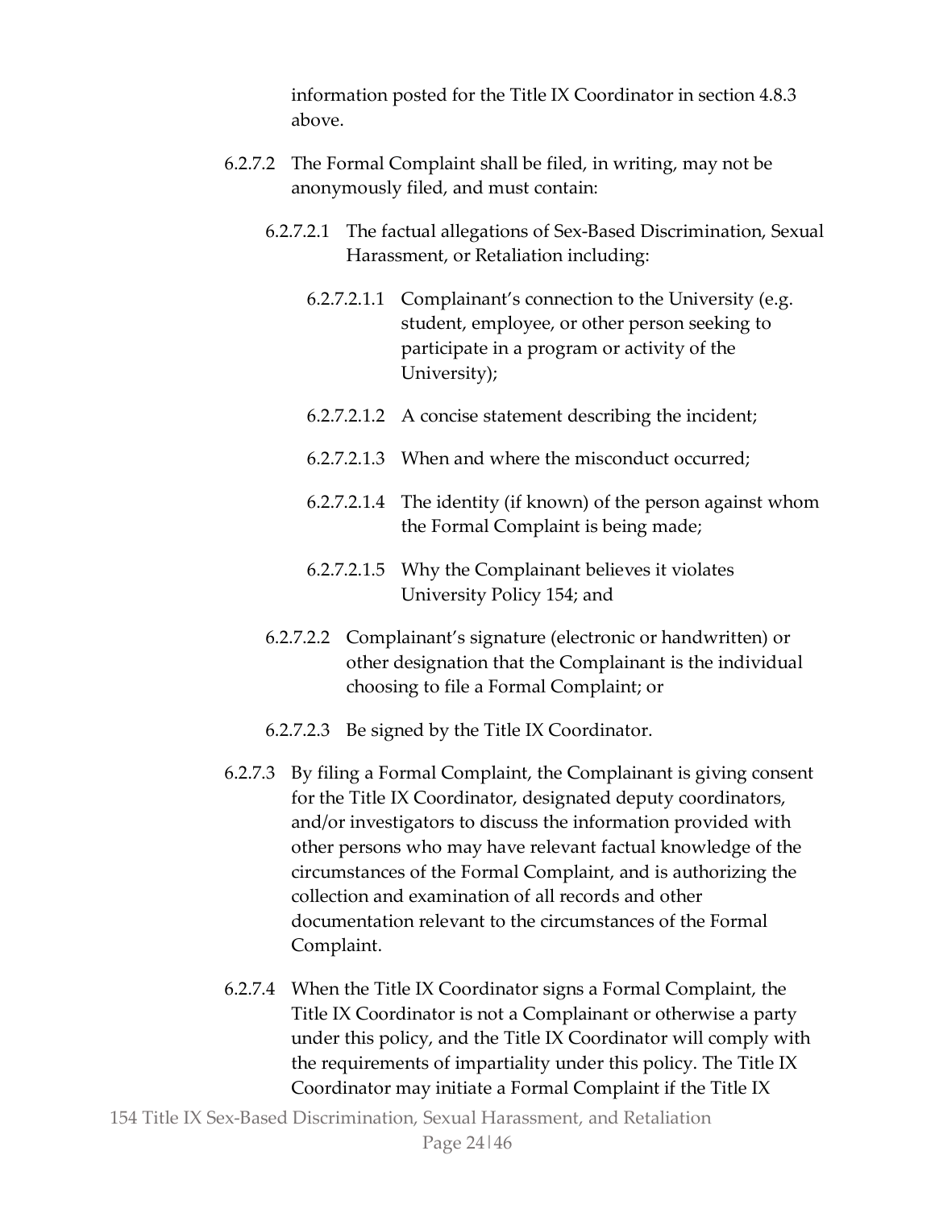information posted for the Title IX Coordinator in section 4.8.3 above.

6.2.7.2 The Formal Complaint shall be filed, in writing, may not be anonymously filed, and must contain:

6.2.7.2.1 The factual allegations of Sex-Based Discrimination, Sexual Harassment, or Retaliation including:

6.2.7.2.1.1 Complainant's connection to the University (e.g. student, employee, or other person seeking to participate in a program or activity of the University);

6.2.7.2.1.2 A concise statement describing the incident;

6.2.7.2.1.3 When and where the misconduct occurred;

6.2.7.2.1.4 The identity (if known) of the person against whom the Formal Complaint is being made;

6.2.7.2.1.5 Why the Complainant believes it violates University Policy 154; and

6.2.7.2.2 Complainant's signature (electronic or handwritten) or other designation that the Complainant is the individual choosing to file a Formal Complaint; or

6.2.7.2.3 Be signed by the Title IX Coordinator.

6.2.7.3 By filing a Formal Complaint, the Complainant is giving consent for the Title IX Coordinator, designated deputy coordinators, and/or investigators to discuss the information provided with other persons who may have relevant factual knowledge of the circumstances of the Formal Complaint, and is authorizing the collection and examination of all records and other documentation relevant to the circumstances of the Formal Complaint.

6.2.7.4 When the Title IX Coordinator signs a Formal Complaint, the Title IX Coordinator is not a Complainant or otherwise a party under this policy, and the Title IX Coordinator will comply with the requirements of impartiality under this policy. The Title IX Coordinator may initiate a Formal Complaint if the Title IX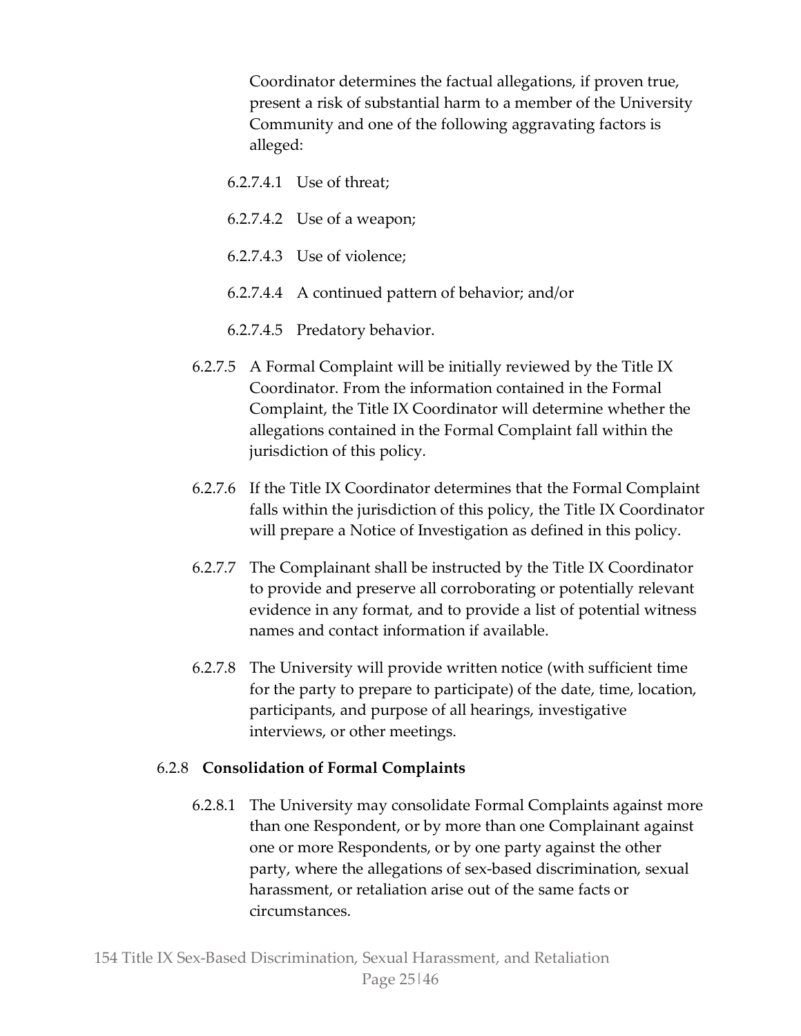Coordinator determines the factual allegations, if proven true, present a risk of substantial harm to a member of the University Community and one of the following aggravating factors is alleged:

6.2.7.4.1 Use of threat;

6.2.7.4.2 Use of a weapon;

6.2.7.4.3 Use of violence;

6.2.7.4.4 A continued pattern of behavior; and/or

6.2.7.4.5 Predatory behavior.

6.2.7.5 A Formal Complaint will be initially reviewed by the Title IX Coordinator. From the information contained in the Formal Complaint, the Title IX Coordinator will determine whether the allegations contained in the Formal Complaint fall within the jurisdiction of this policy.

6.2.7.6 If the Title IX Coordinator determines that the Formal Complaint falls within the jurisdiction of this policy, the Title IX Coordinator will prepare a Notice of Investigation as defined in this policy.

6.2.7.7 The Complainant shall be instructed by the Title IX Coordinator to provide and preserve all corroborating or potentially relevant evidence in any format, and to provide a list of potential witness names and contact information if available.

6.2.7.8 The University will provide written notice (with sufficient time for the party to prepare to participate) of the date, time, location, participants, and purpose of all hearings, investigative interviews, or other meetings.

6.2.8 **Consolidation of Formal Complaints**

6.2.8.1 The University may consolidate Formal Complaints against more than one Respondent, or by more than one Complainant against one or more Respondents, or by one party against the other party, where the allegations of sex-based discrimination, sexual harassment, or retaliation arise out of the same facts or circumstances.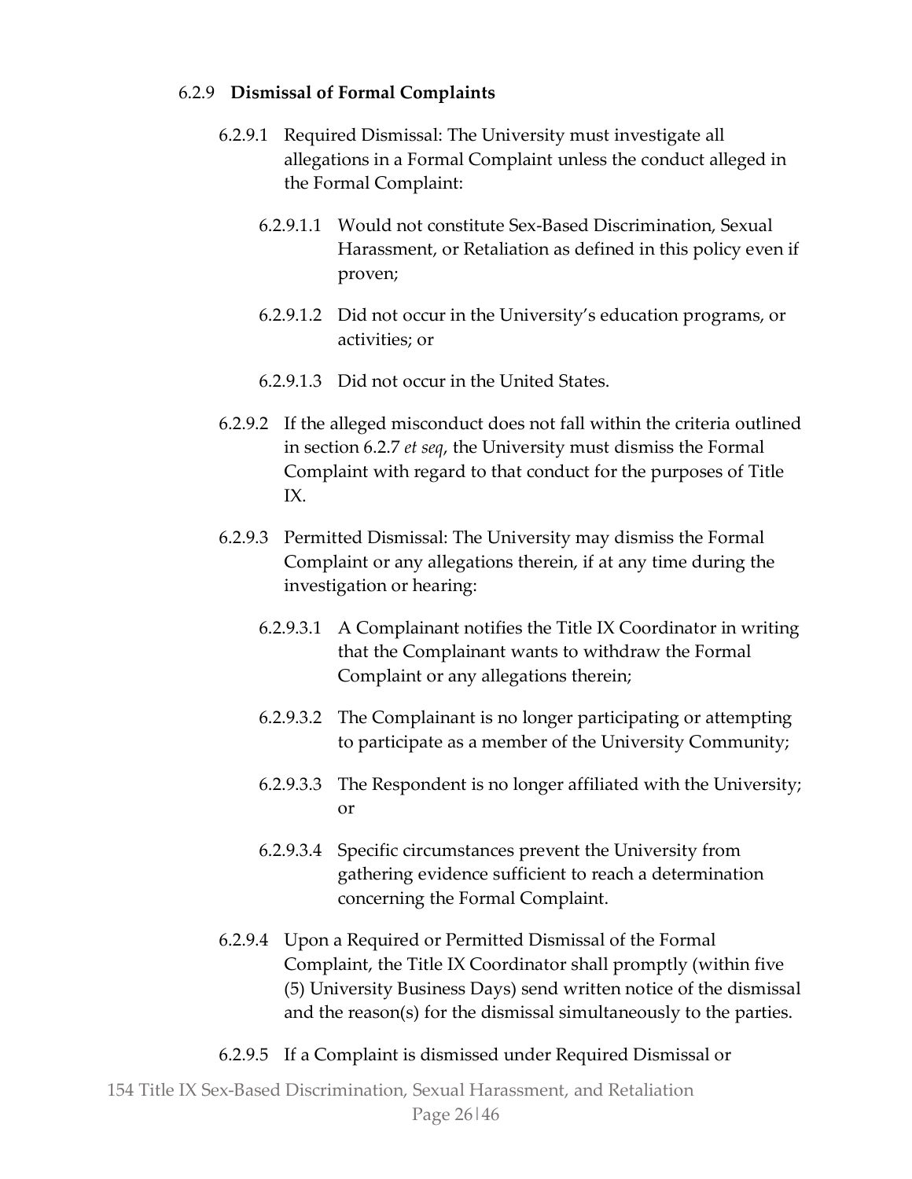6.2.9 **Dismissal of Formal Complaints**

6.2.9.1 Required Dismissal: The University must investigate all allegations in a Formal Complaint unless the conduct alleged in the Formal Complaint:

6.2.9.1.1 Would not constitute Sex-Based Discrimination, Sexual Harassment, or Retaliation as defined in this policy even if proven;

6.2.9.1.2 Did not occur in the University's education programs, or activities; or

6.2.9.1.3 Did not occur in the United States.

6.2.9.2 If the alleged misconduct does not fall within the criteria outlined in section 6.2.7 *et seq*, the University must dismiss the Formal Complaint with regard to that conduct for the purposes of Title IX.

6.2.9.3 Permitted Dismissal: The University may dismiss the Formal Complaint or any allegations therein, if at any time during the investigation or hearing:

6.2.9.3.1 A Complainant notifies the Title IX Coordinator in writing that the Complainant wants to withdraw the Formal Complaint or any allegations therein;

6.2.9.3.2 The Complainant is no longer participating or attempting to participate as a member of the University Community;

6.2.9.3.3 The Respondent is no longer affiliated with the University; or

6.2.9.3.4 Specific circumstances prevent the University from gathering evidence sufficient to reach a determination concerning the Formal Complaint.

6.2.9.4 Upon a Required or Permitted Dismissal of the Formal Complaint, the Title IX Coordinator shall promptly (within five (5) University Business Days) send written notice of the dismissal and the reason(s) for the dismissal simultaneously to the parties.

6.2.9.5 If a Complaint is dismissed under Required Dismissal or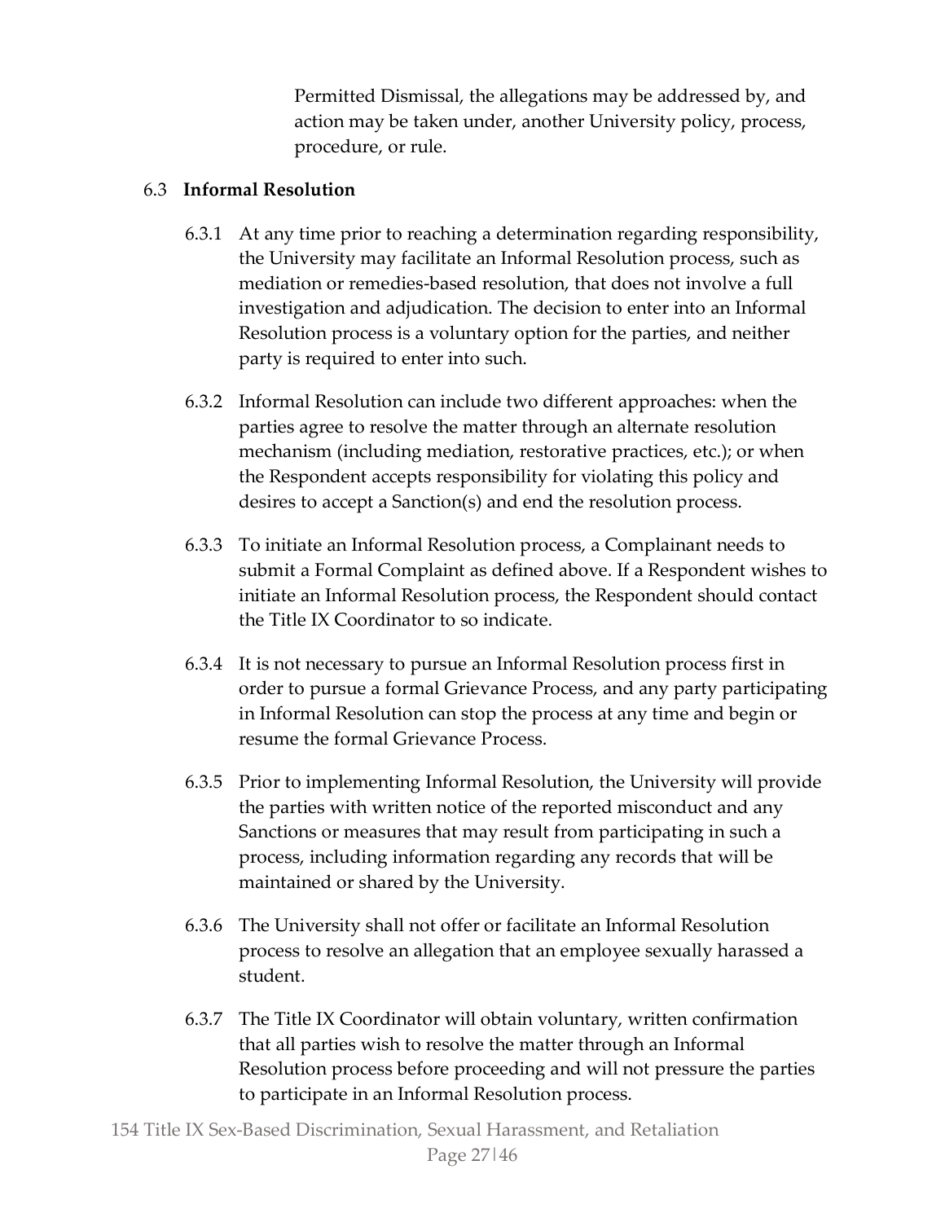Permitted Dismissal, the allegations may be addressed by, and action may be taken under, another University policy, process, procedure, or rule.

### 6.3 Informal Resolution

6.3.1 At any time prior to reaching a determination regarding responsibility, the University may facilitate an Informal Resolution process, such as mediation or remedies-based resolution, that does not involve a full investigation and adjudication. The decision to enter into an Informal Resolution process is a voluntary option for the parties, and neither party is required to enter into such.

6.3.2 Informal Resolution can include two different approaches: when the parties agree to resolve the matter through an alternate resolution mechanism (including mediation, restorative practices, etc.); or when the Respondent accepts responsibility for violating this policy and desires to accept a Sanction(s) and end the resolution process.

6.3.3 To initiate an Informal Resolution process, a Complainant needs to submit a Formal Complaint as defined above. If a Respondent wishes to initiate an Informal Resolution process, the Respondent should contact the Title IX Coordinator to so indicate.

6.3.4 It is not necessary to pursue an Informal Resolution process first in order to pursue a formal Grievance Process, and any party participating in Informal Resolution can stop the process at any time and begin or resume the formal Grievance Process.

6.3.5 Prior to implementing Informal Resolution, the University will provide the parties with written notice of the reported misconduct and any Sanctions or measures that may result from participating in such a process, including information regarding any records that will be maintained or shared by the University.

6.3.6 The University shall not offer or facilitate an Informal Resolution process to resolve an allegation that an employee sexually harassed a student.

6.3.7 The Title IX Coordinator will obtain voluntary, written confirmation that all parties wish to resolve the matter through an Informal Resolution process before proceeding and will not pressure the parties to participate in an Informal Resolution process.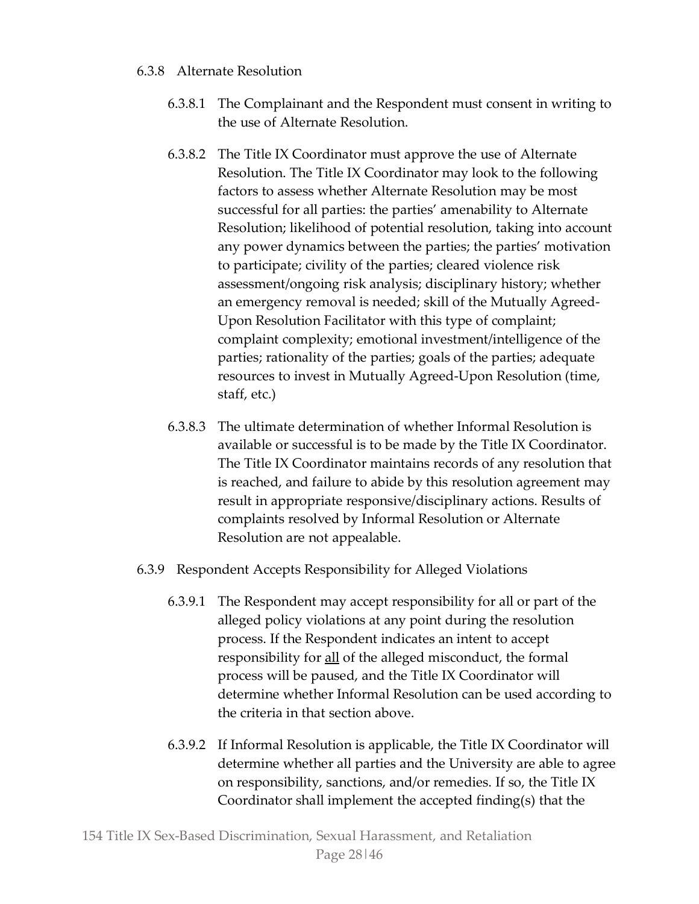#### 6.3.8 Alternate Resolution

6.3.8.1 The Complainant and the Respondent must consent in writing to the use of Alternate Resolution.

6.3.8.2 The Title IX Coordinator must approve the use of Alternate Resolution. The Title IX Coordinator may look to the following factors to assess whether Alternate Resolution may be most successful for all parties: the parties' amenability to Alternate Resolution; likelihood of potential resolution, taking into account any power dynamics between the parties; the parties' motivation to participate; civility of the parties; cleared violence risk assessment/ongoing risk analysis; disciplinary history; whether an emergency removal is needed; skill of the Mutually Agreed-Upon Resolution Facilitator with this type of complaint; complaint complexity; emotional investment/intelligence of the parties; rationality of the parties; goals of the parties; adequate resources to invest in Mutually Agreed-Upon Resolution (time, staff, etc.)

6.3.8.3 The ultimate determination of whether Informal Resolution is available or successful is to be made by the Title IX Coordinator. The Title IX Coordinator maintains records of any resolution that is reached, and failure to abide by this resolution agreement may result in appropriate responsive/disciplinary actions. Results of complaints resolved by Informal Resolution or Alternate Resolution are not appealable.

#### 6.3.9 Respondent Accepts Responsibility for Alleged Violations

6.3.9.1 The Respondent may accept responsibility for all or part of the alleged policy violations at any point during the resolution process. If the Respondent indicates an intent to accept responsibility for <u>all</u> of the alleged misconduct, the formal process will be paused, and the Title IX Coordinator will determine whether Informal Resolution can be used according to the criteria in that section above.

6.3.9.2 If Informal Resolution is applicable, the Title IX Coordinator will determine whether all parties and the University are able to agree on responsibility, sanctions, and/or remedies. If so, the Title IX Coordinator shall implement the accepted finding(s) that the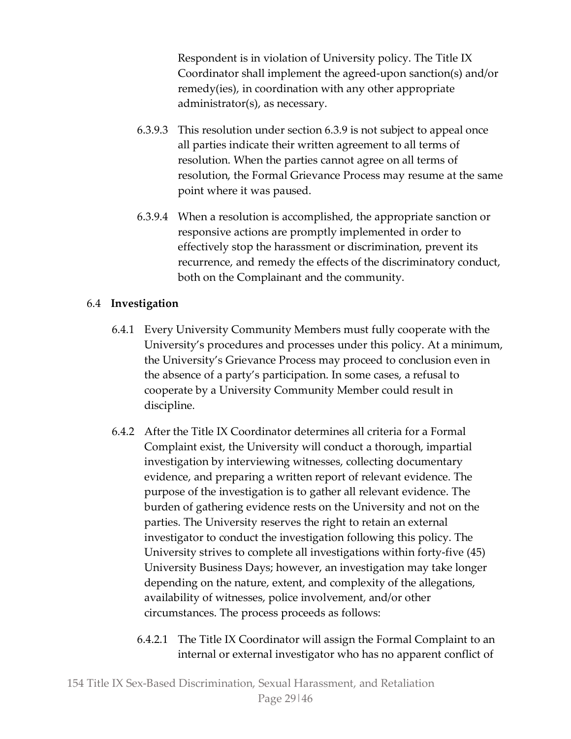Respondent is in violation of University policy. The Title IX Coordinator shall implement the agreed-upon sanction(s) and/or remedy(ies), in coordination with any other appropriate administrator(s), as necessary.

6.3.9.3 This resolution under section 6.3.9 is not subject to appeal once all parties indicate their written agreement to all terms of resolution. When the parties cannot agree on all terms of resolution, the Formal Grievance Process may resume at the same point where it was paused.

6.3.9.4 When a resolution is accomplished, the appropriate sanction or responsive actions are promptly implemented in order to effectively stop the harassment or discrimination, prevent its recurrence, and remedy the effects of the discriminatory conduct, both on the Complainant and the community.

## 6.4 **Investigation**

6.4.1 Every University Community Members must fully cooperate with the University's procedures and processes under this policy. At a minimum, the University's Grievance Process may proceed to conclusion even in the absence of a party's participation. In some cases, a refusal to cooperate by a University Community Member could result in discipline.

6.4.2 After the Title IX Coordinator determines all criteria for a Formal Complaint exist, the University will conduct a thorough, impartial investigation by interviewing witnesses, collecting documentary evidence, and preparing a written report of relevant evidence. The purpose of the investigation is to gather all relevant evidence. The burden of gathering evidence rests on the University and not on the parties. The University reserves the right to retain an external investigator to conduct the investigation following this policy. The University strives to complete all investigations within forty-five (45) University Business Days; however, an investigation may take longer depending on the nature, extent, and complexity of the allegations, availability of witnesses, police involvement, and/or other circumstances. The process proceeds as follows:

6.4.2.1 The Title IX Coordinator will assign the Formal Complaint to an internal or external investigator who has no apparent conflict of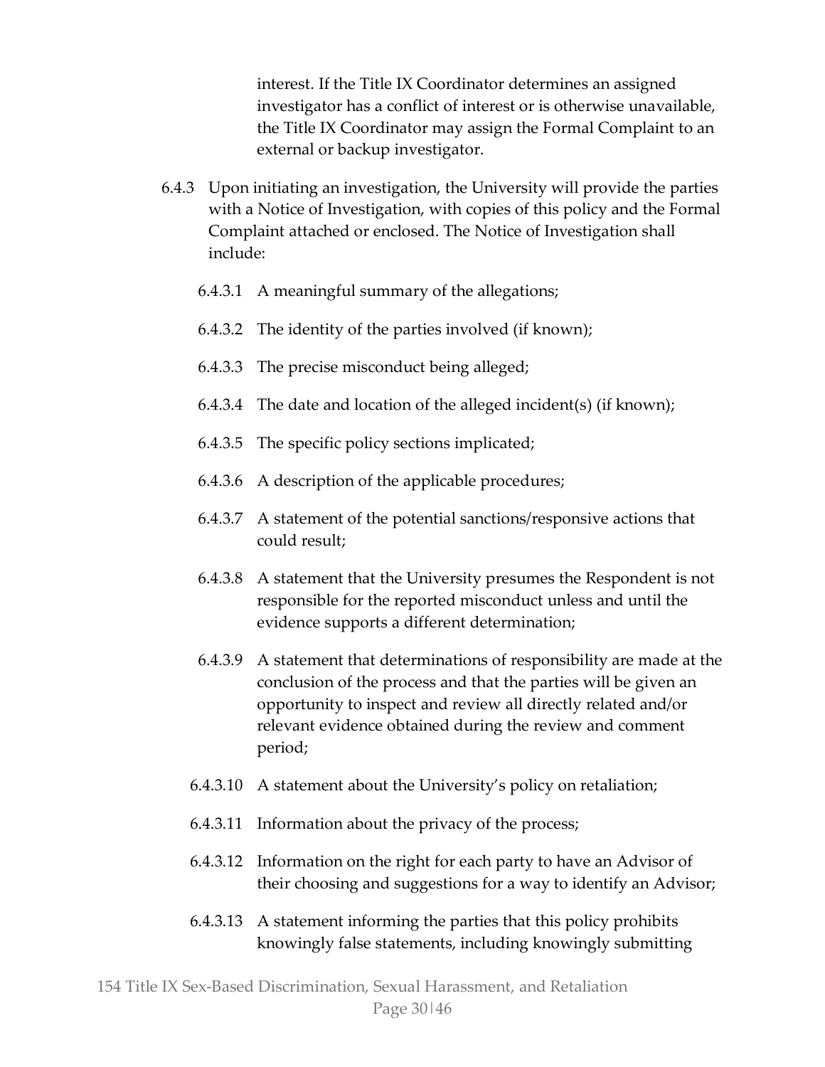interest. If the Title IX Coordinator determines an assigned investigator has a conflict of interest or is otherwise unavailable, the Title IX Coordinator may assign the Formal Complaint to an external or backup investigator.

6.4.3 Upon initiating an investigation, the University will provide the parties with a Notice of Investigation, with copies of this policy and the Formal Complaint attached or enclosed. The Notice of Investigation shall include:

6.4.3.1 A meaningful summary of the allegations;

6.4.3.2 The identity of the parties involved (if known);

6.4.3.3 The precise misconduct being alleged;

6.4.3.4 The date and location of the alleged incident(s) (if known);

6.4.3.5 The specific policy sections implicated;

6.4.3.6 A description of the applicable procedures;

6.4.3.7 A statement of the potential sanctions/responsive actions that could result;

6.4.3.8 A statement that the University presumes the Respondent is not responsible for the reported misconduct unless and until the evidence supports a different determination;

6.4.3.9 A statement that determinations of responsibility are made at the conclusion of the process and that the parties will be given an opportunity to inspect and review all directly related and/or relevant evidence obtained during the review and comment period;

6.4.3.10 A statement about the University's policy on retaliation;

6.4.3.11 Information about the privacy of the process;

6.4.3.12 Information on the right for each party to have an Advisor of their choosing and suggestions for a way to identify an Advisor;

6.4.3.13 A statement informing the parties that this policy prohibits knowingly false statements, including knowingly submitting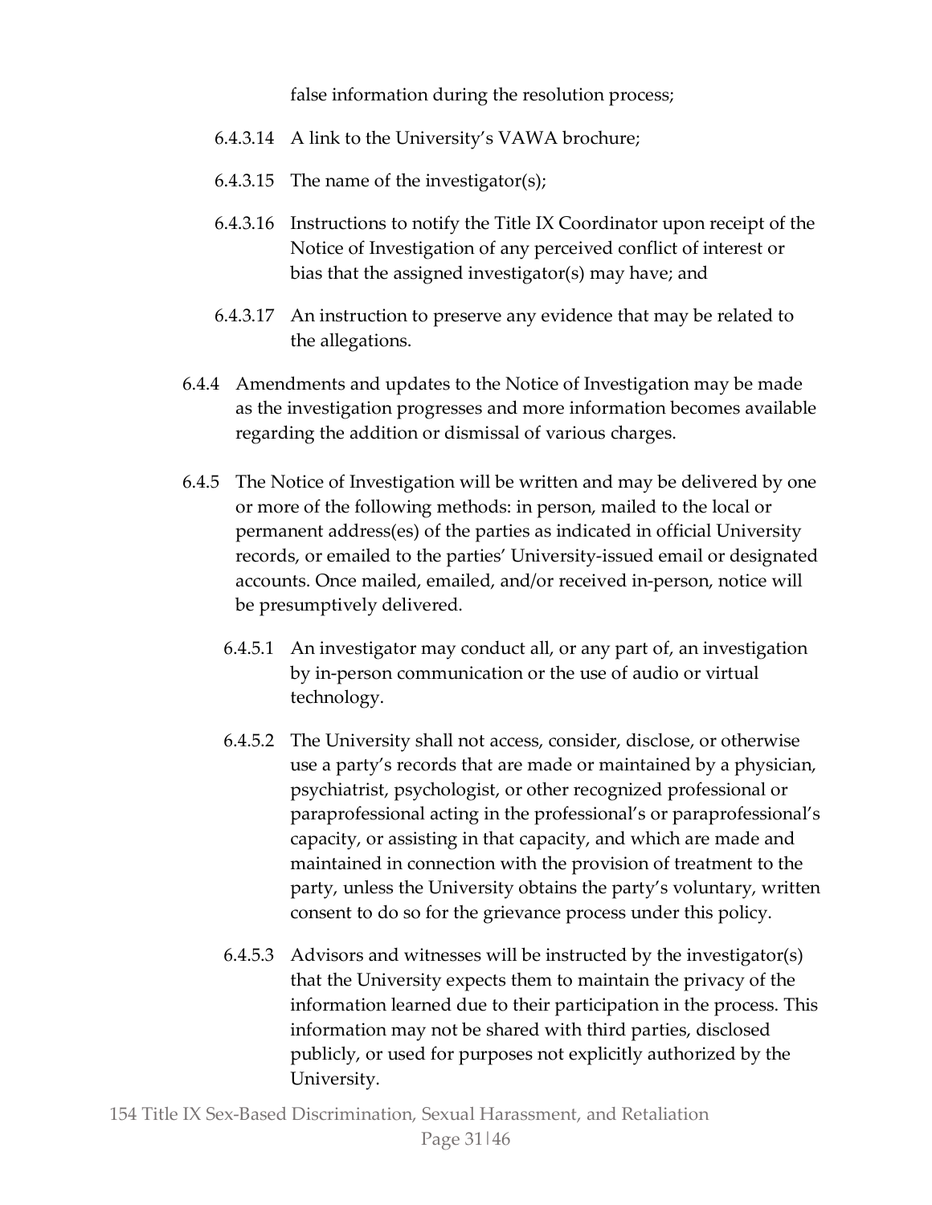false information during the resolution process;

6.4.3.14 A link to the University's VAWA brochure;

6.4.3.15 The name of the investigator(s);

6.4.3.16 Instructions to notify the Title IX Coordinator upon receipt of the Notice of Investigation of any perceived conflict of interest or bias that the assigned investigator(s) may have; and

6.4.3.17 An instruction to preserve any evidence that may be related to the allegations.

6.4.4 Amendments and updates to the Notice of Investigation may be made as the investigation progresses and more information becomes available regarding the addition or dismissal of various charges.

6.4.5 The Notice of Investigation will be written and may be delivered by one or more of the following methods: in person, mailed to the local or permanent address(es) of the parties as indicated in official University records, or emailed to the parties' University-issued email or designated accounts. Once mailed, emailed, and/or received in-person, notice will be presumptively delivered.

6.4.5.1 An investigator may conduct all, or any part of, an investigation by in-person communication or the use of audio or virtual technology.

6.4.5.2 The University shall not access, consider, disclose, or otherwise use a party's records that are made or maintained by a physician, psychiatrist, psychologist, or other recognized professional or paraprofessional acting in the professional's or paraprofessional's capacity, or assisting in that capacity, and which are made and maintained in connection with the provision of treatment to the party, unless the University obtains the party's voluntary, written consent to do so for the grievance process under this policy.

6.4.5.3 Advisors and witnesses will be instructed by the investigator(s) that the University expects them to maintain the privacy of the information learned due to their participation in the process. This information may not be shared with third parties, disclosed publicly, or used for purposes not explicitly authorized by the University.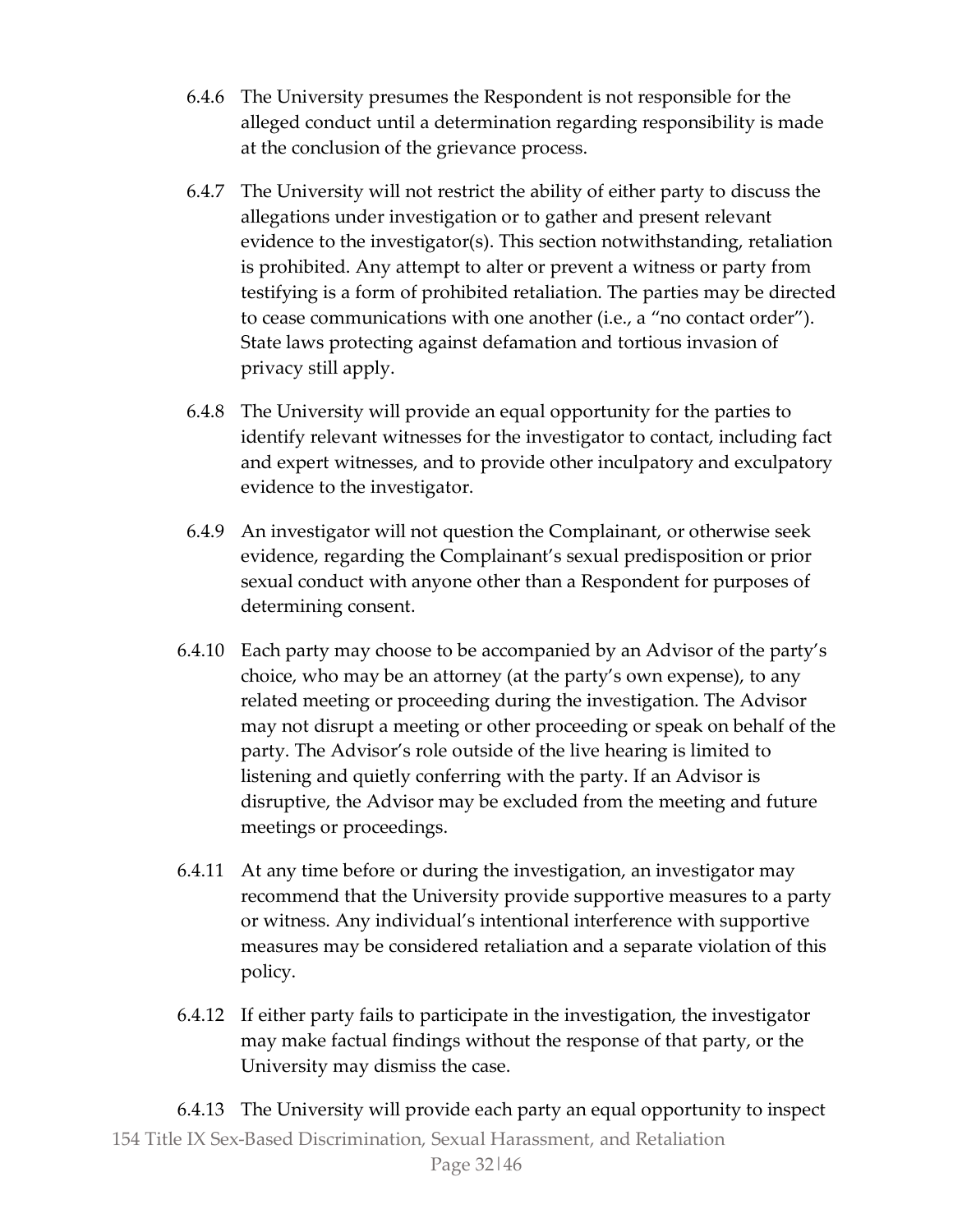6.4.6 The University presumes the Respondent is not responsible for the alleged conduct until a determination regarding responsibility is made at the conclusion of the grievance process.

6.4.7 The University will not restrict the ability of either party to discuss the allegations under investigation or to gather and present relevant evidence to the investigator(s). This section notwithstanding, retaliation is prohibited. Any attempt to alter or prevent a witness or party from testifying is a form of prohibited retaliation. The parties may be directed to cease communications with one another (i.e., a "no contact order"). State laws protecting against defamation and tortious invasion of privacy still apply.

6.4.8 The University will provide an equal opportunity for the parties to identify relevant witnesses for the investigator to contact, including fact and expert witnesses, and to provide other inculpatory and exculpatory evidence to the investigator.

6.4.9 An investigator will not question the Complainant, or otherwise seek evidence, regarding the Complainant's sexual predisposition or prior sexual conduct with anyone other than a Respondent for purposes of determining consent.

6.4.10 Each party may choose to be accompanied by an Advisor of the party's choice, who may be an attorney (at the party's own expense), to any related meeting or proceeding during the investigation. The Advisor may not disrupt a meeting or other proceeding or speak on behalf of the party. The Advisor's role outside of the live hearing is limited to listening and quietly conferring with the party. If an Advisor is disruptive, the Advisor may be excluded from the meeting and future meetings or proceedings.

6.4.11 At any time before or during the investigation, an investigator may recommend that the University provide supportive measures to a party or witness. Any individual's intentional interference with supportive measures may be considered retaliation and a separate violation of this policy.

6.4.12 If either party fails to participate in the investigation, the investigator may make factual findings without the response of that party, or the University may dismiss the case.

6.4.13 The University will provide each party an equal opportunity to inspect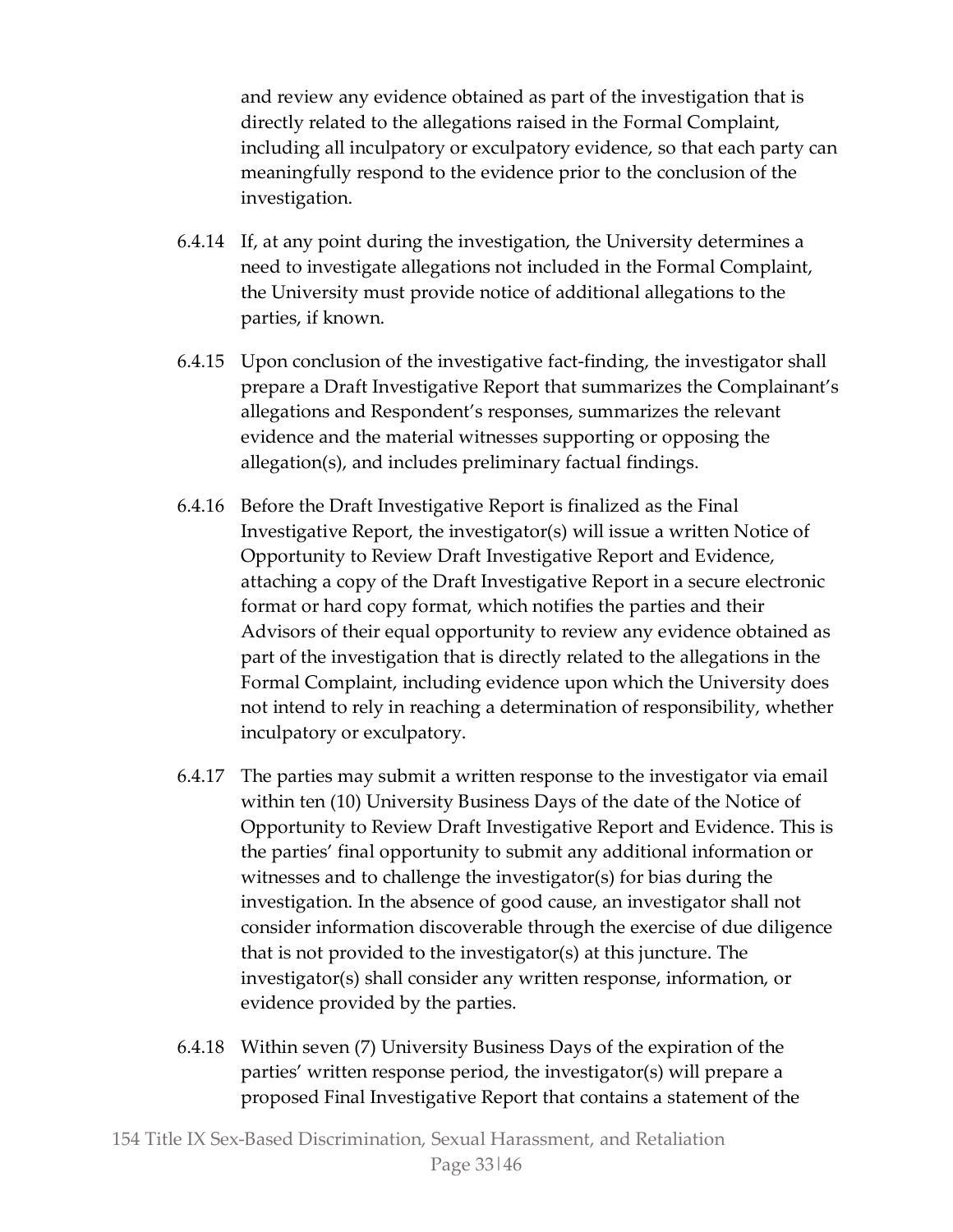and review any evidence obtained as part of the investigation that is directly related to the allegations raised in the Formal Complaint, including all inculpatory or exculpatory evidence, so that each party can meaningfully respond to the evidence prior to the conclusion of the investigation.

6.4.14 If, at any point during the investigation, the University determines a need to investigate allegations not included in the Formal Complaint, the University must provide notice of additional allegations to the parties, if known.

6.4.15 Upon conclusion of the investigative fact-finding, the investigator shall prepare a Draft Investigative Report that summarizes the Complainant's allegations and Respondent's responses, summarizes the relevant evidence and the material witnesses supporting or opposing the allegation(s), and includes preliminary factual findings.

6.4.16 Before the Draft Investigative Report is finalized as the Final Investigative Report, the investigator(s) will issue a written Notice of Opportunity to Review Draft Investigative Report and Evidence, attaching a copy of the Draft Investigative Report in a secure electronic format or hard copy format, which notifies the parties and their Advisors of their equal opportunity to review any evidence obtained as part of the investigation that is directly related to the allegations in the Formal Complaint, including evidence upon which the University does not intend to rely in reaching a determination of responsibility, whether inculpatory or exculpatory.

6.4.17 The parties may submit a written response to the investigator via email within ten (10) University Business Days of the date of the Notice of Opportunity to Review Draft Investigative Report and Evidence. This is the parties' final opportunity to submit any additional information or witnesses and to challenge the investigator(s) for bias during the investigation. In the absence of good cause, an investigator shall not consider information discoverable through the exercise of due diligence that is not provided to the investigator(s) at this juncture. The investigator(s) shall consider any written response, information, or evidence provided by the parties.

6.4.18 Within seven (7) University Business Days of the expiration of the parties' written response period, the investigator(s) will prepare a proposed Final Investigative Report that contains a statement of the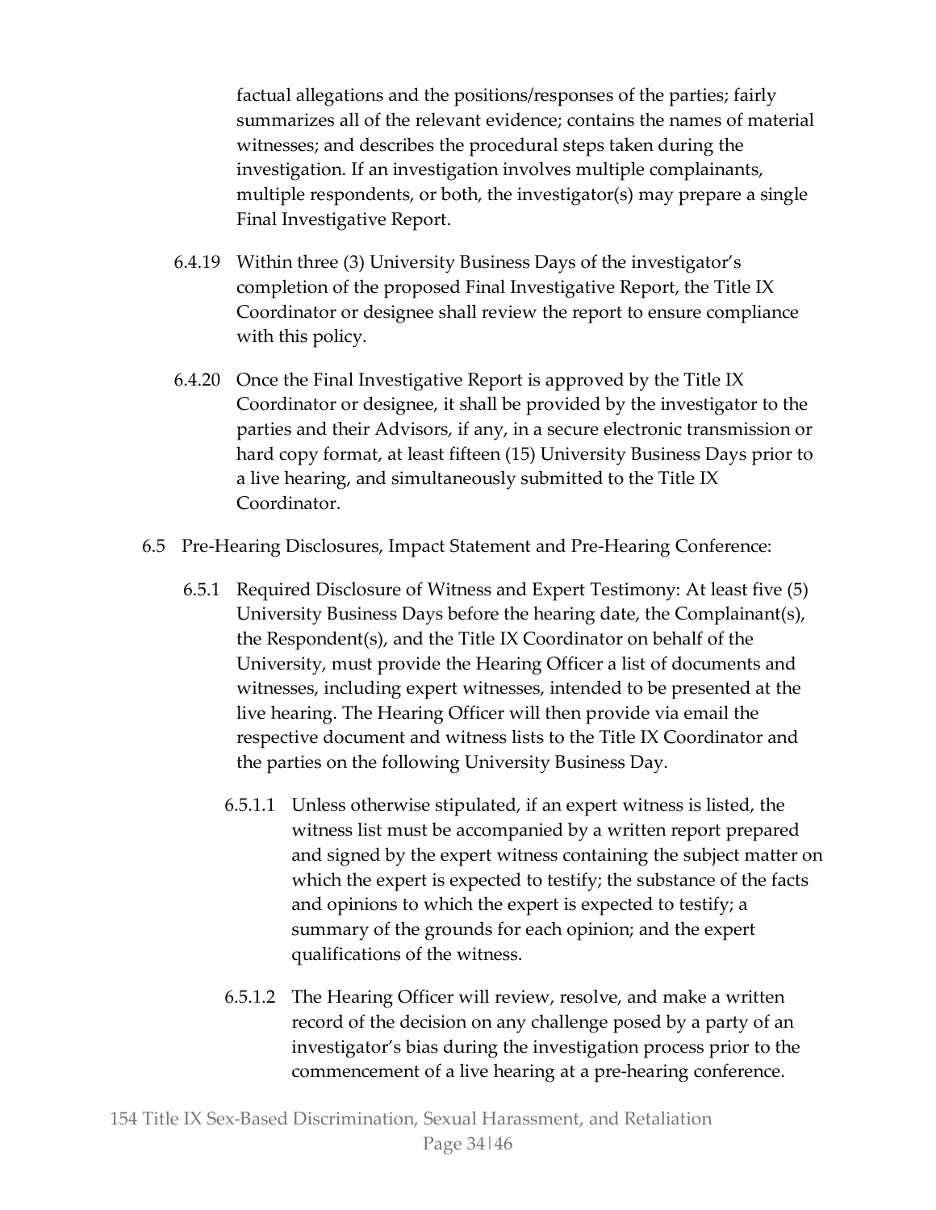factual allegations and the positions/responses of the parties; fairly summarizes all of the relevant evidence; contains the names of material witnesses; and describes the procedural steps taken during the investigation. If an investigation involves multiple complainants, multiple respondents, or both, the investigator(s) may prepare a single Final Investigative Report.

6.4.19 Within three (3) University Business Days of the investigator's completion of the proposed Final Investigative Report, the Title IX Coordinator or designee shall review the report to ensure compliance with this policy.

6.4.20 Once the Final Investigative Report is approved by the Title IX Coordinator or designee, it shall be provided by the investigator to the parties and their Advisors, if any, in a secure electronic transmission or hard copy format, at least fifteen (15) University Business Days prior to a live hearing, and simultaneously submitted to the Title IX Coordinator.

6.5 Pre-Hearing Disclosures, Impact Statement and Pre-Hearing Conference:

6.5.1 Required Disclosure of Witness and Expert Testimony: At least five (5) University Business Days before the hearing date, the Complainant(s), the Respondent(s), and the Title IX Coordinator on behalf of the University, must provide the Hearing Officer a list of documents and witnesses, including expert witnesses, intended to be presented at the live hearing. The Hearing Officer will then provide via email the respective document and witness lists to the Title IX Coordinator and the parties on the following University Business Day.

6.5.1.1 Unless otherwise stipulated, if an expert witness is listed, the witness list must be accompanied by a written report prepared and signed by the expert witness containing the subject matter on which the expert is expected to testify; the substance of the facts and opinions to which the expert is expected to testify; a summary of the grounds for each opinion; and the expert qualifications of the witness.

6.5.1.2 The Hearing Officer will review, resolve, and make a written record of the decision on any challenge posed by a party of an investigator's bias during the investigation process prior to the commencement of a live hearing at a pre-hearing conference.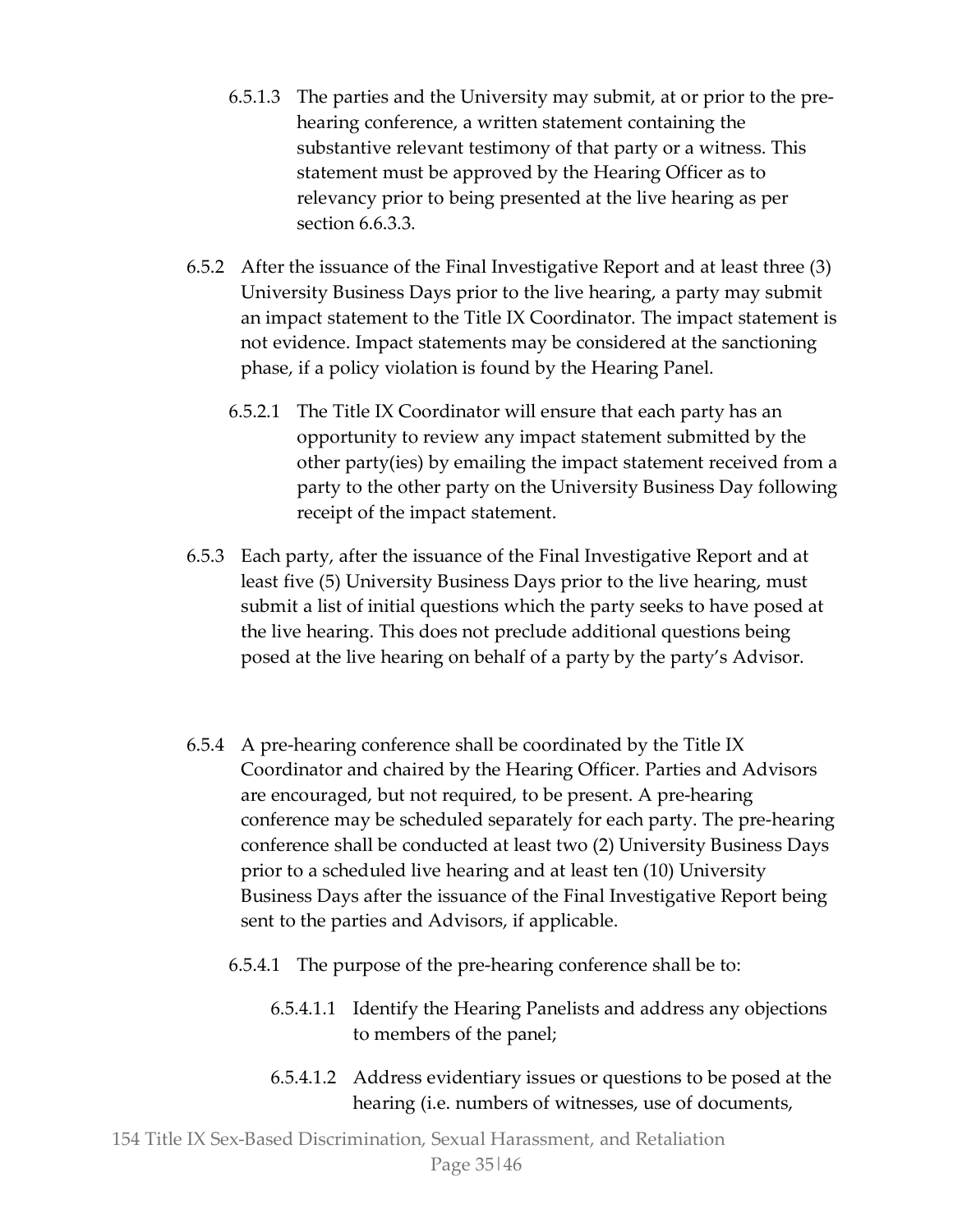6.5.1.3 The parties and the University may submit, at or prior to the pre-hearing conference, a written statement containing the substantive relevant testimony of that party or a witness. This statement must be approved by the Hearing Officer as to relevancy prior to being presented at the live hearing as per section 6.6.3.3.

6.5.2 After the issuance of the Final Investigative Report and at least three (3) University Business Days prior to the live hearing, a party may submit an impact statement to the Title IX Coordinator. The impact statement is not evidence. Impact statements may be considered at the sanctioning phase, if a policy violation is found by the Hearing Panel.

6.5.2.1 The Title IX Coordinator will ensure that each party has an opportunity to review any impact statement submitted by the other party(ies) by emailing the impact statement received from a party to the other party on the University Business Day following receipt of the impact statement.

6.5.3 Each party, after the issuance of the Final Investigative Report and at least five (5) University Business Days prior to the live hearing, must submit a list of initial questions which the party seeks to have posed at the live hearing. This does not preclude additional questions being posed at the live hearing on behalf of a party by the party's Advisor.

6.5.4 A pre-hearing conference shall be coordinated by the Title IX Coordinator and chaired by the Hearing Officer. Parties and Advisors are encouraged, but not required, to be present. A pre-hearing conference may be scheduled separately for each party. The pre-hearing conference shall be conducted at least two (2) University Business Days prior to a scheduled live hearing and at least ten (10) University Business Days after the issuance of the Final Investigative Report being sent to the parties and Advisors, if applicable.

6.5.4.1 The purpose of the pre-hearing conference shall be to:

6.5.4.1.1 Identify the Hearing Panelists and address any objections to members of the panel;

6.5.4.1.2 Address evidentiary issues or questions to be posed at the hearing (i.e. numbers of witnesses, use of documents,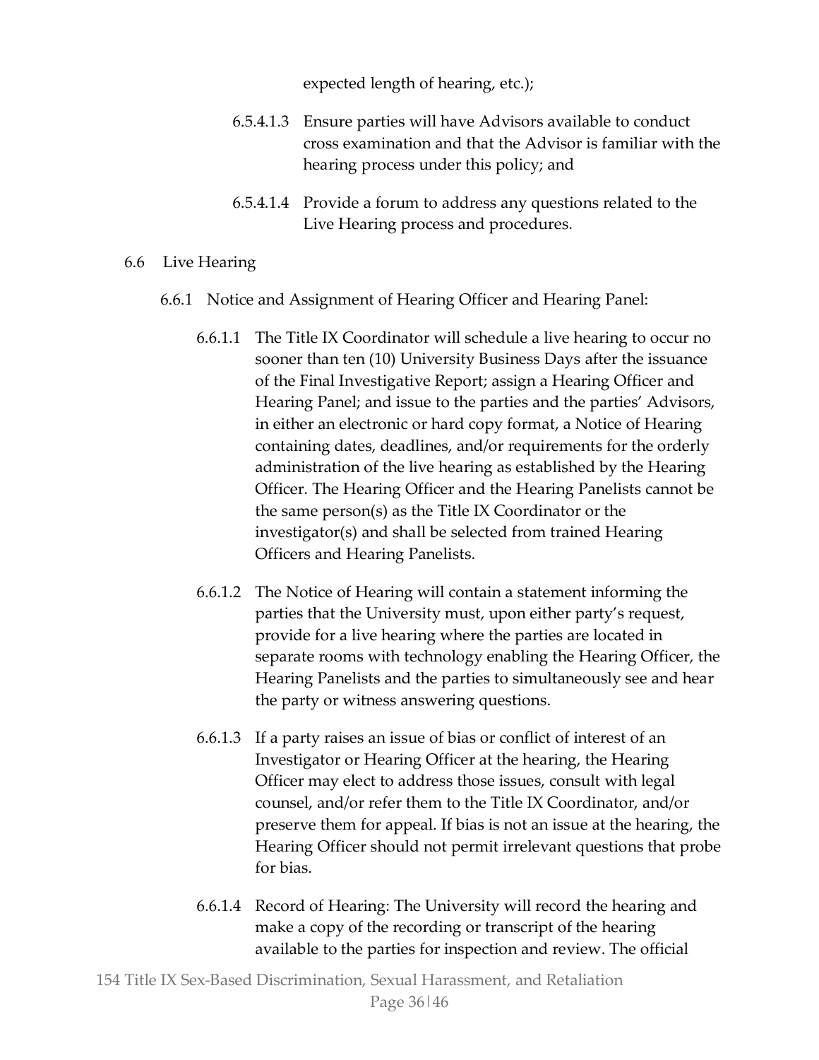expected length of hearing, etc.);

6.5.4.1.3 Ensure parties will have Advisors available to conduct cross examination and that the Advisor is familiar with the hearing process under this policy; and

6.5.4.1.4 Provide a forum to address any questions related to the Live Hearing process and procedures.

6.6 Live Hearing

6.6.1 Notice and Assignment of Hearing Officer and Hearing Panel:

6.6.1.1 The Title IX Coordinator will schedule a live hearing to occur no sooner than ten (10) University Business Days after the issuance of the Final Investigative Report; assign a Hearing Officer and Hearing Panel; and issue to the parties and the parties' Advisors, in either an electronic or hard copy format, a Notice of Hearing containing dates, deadlines, and/or requirements for the orderly administration of the live hearing as established by the Hearing Officer. The Hearing Officer and the Hearing Panelists cannot be the same person(s) as the Title IX Coordinator or the investigator(s) and shall be selected from trained Hearing Officers and Hearing Panelists.

6.6.1.2 The Notice of Hearing will contain a statement informing the parties that the University must, upon either party's request, provide for a live hearing where the parties are located in separate rooms with technology enabling the Hearing Officer, the Hearing Panelists and the parties to simultaneously see and hear the party or witness answering questions.

6.6.1.3 If a party raises an issue of bias or conflict of interest of an Investigator or Hearing Officer at the hearing, the Hearing Officer may elect to address those issues, consult with legal counsel, and/or refer them to the Title IX Coordinator, and/or preserve them for appeal. If bias is not an issue at the hearing, the Hearing Officer should not permit irrelevant questions that probe for bias.

6.6.1.4 Record of Hearing: The University will record the hearing and make a copy of the recording or transcript of the hearing available to the parties for inspection and review. The official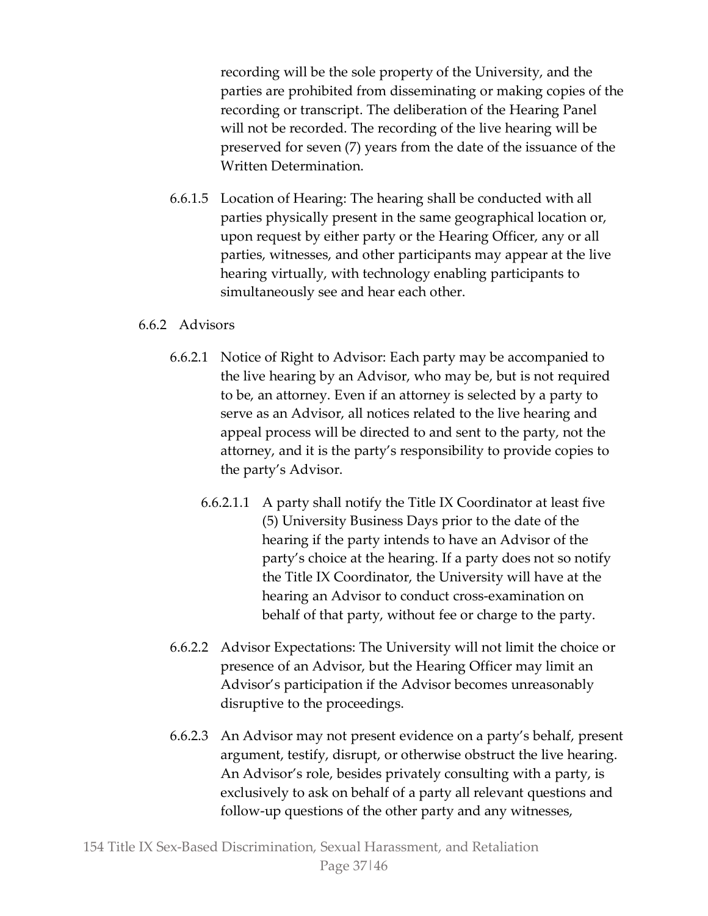recording will be the sole property of the University, and the parties are prohibited from disseminating or making copies of the recording or transcript. The deliberation of the Hearing Panel will not be recorded. The recording of the live hearing will be preserved for seven (7) years from the date of the issuance of the Written Determination.

6.6.1.5 Location of Hearing: The hearing shall be conducted with all parties physically present in the same geographical location or, upon request by either party or the Hearing Officer, any or all parties, witnesses, and other participants may appear at the live hearing virtually, with technology enabling participants to simultaneously see and hear each other.

6.6.2 Advisors

6.6.2.1 Notice of Right to Advisor: Each party may be accompanied to the live hearing by an Advisor, who may be, but is not required to be, an attorney. Even if an attorney is selected by a party to serve as an Advisor, all notices related to the live hearing and appeal process will be directed to and sent to the party, not the attorney, and it is the party's responsibility to provide copies to the party's Advisor.

6.6.2.1.1 A party shall notify the Title IX Coordinator at least five (5) University Business Days prior to the date of the hearing if the party intends to have an Advisor of the party's choice at the hearing. If a party does not so notify the Title IX Coordinator, the University will have at the hearing an Advisor to conduct cross-examination on behalf of that party, without fee or charge to the party.

6.6.2.2 Advisor Expectations: The University will not limit the choice or presence of an Advisor, but the Hearing Officer may limit an Advisor's participation if the Advisor becomes unreasonably disruptive to the proceedings.

6.6.2.3 An Advisor may not present evidence on a party's behalf, present argument, testify, disrupt, or otherwise obstruct the live hearing. An Advisor's role, besides privately consulting with a party, is exclusively to ask on behalf of a party all relevant questions and follow-up questions of the other party and any witnesses,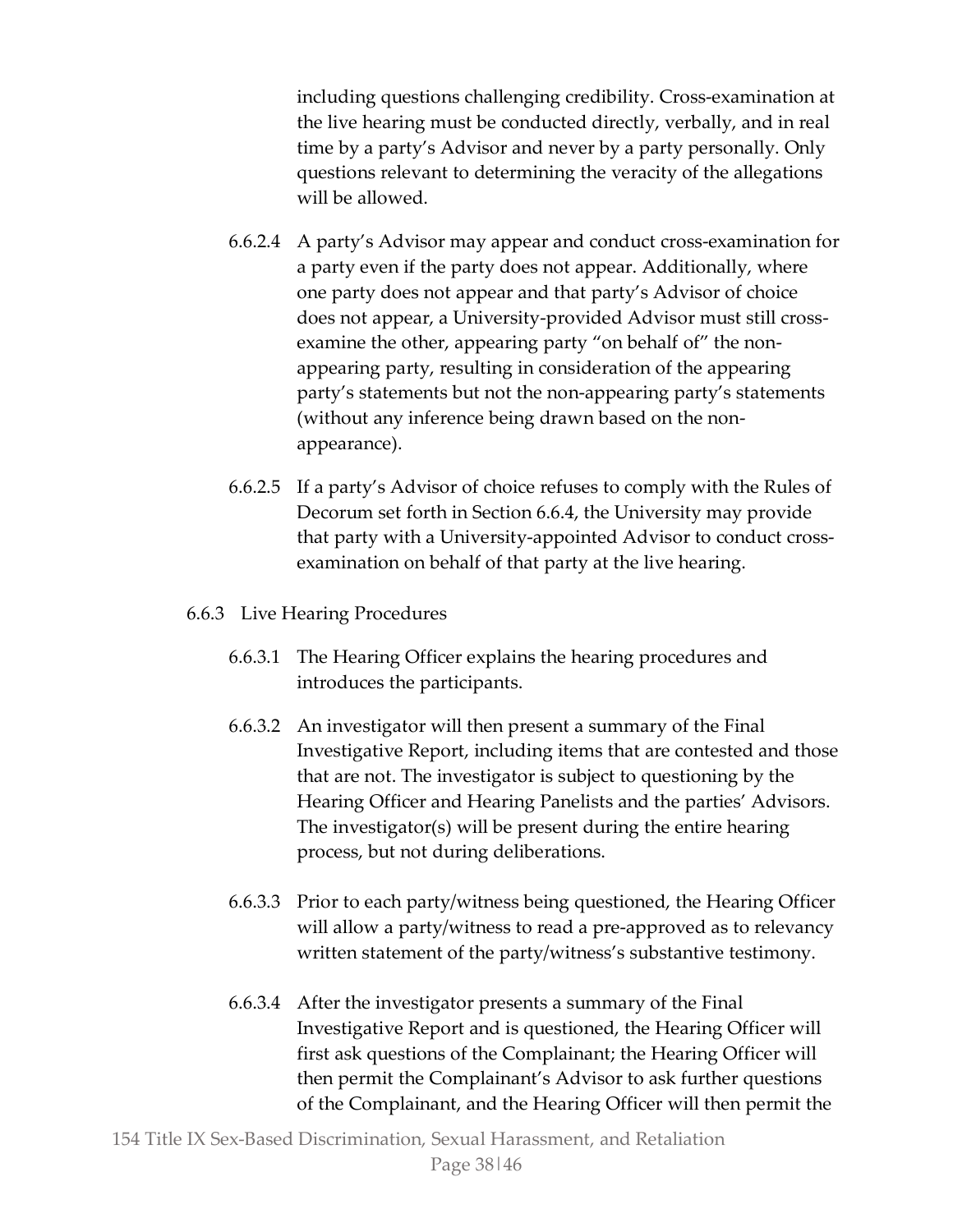including questions challenging credibility. Cross-examination at the live hearing must be conducted directly, verbally, and in real time by a party's Advisor and never by a party personally. Only questions relevant to determining the veracity of the allegations will be allowed.

6.6.2.4 A party's Advisor may appear and conduct cross-examination for a party even if the party does not appear. Additionally, where one party does not appear and that party's Advisor of choice does not appear, a University-provided Advisor must still cross-examine the other, appearing party "on behalf of" the non-appearing party, resulting in consideration of the appearing party's statements but not the non-appearing party's statements (without any inference being drawn based on the non-appearance).

6.6.2.5 If a party's Advisor of choice refuses to comply with the Rules of Decorum set forth in Section 6.6.4, the University may provide that party with a University-appointed Advisor to conduct cross-examination on behalf of that party at the live hearing.

6.6.3 Live Hearing Procedures

6.6.3.1 The Hearing Officer explains the hearing procedures and introduces the participants.

6.6.3.2 An investigator will then present a summary of the Final Investigative Report, including items that are contested and those that are not. The investigator is subject to questioning by the Hearing Officer and Hearing Panelists and the parties' Advisors. The investigator(s) will be present during the entire hearing process, but not during deliberations.

6.6.3.3 Prior to each party/witness being questioned, the Hearing Officer will allow a party/witness to read a pre-approved as to relevancy written statement of the party/witness's substantive testimony.

6.6.3.4 After the investigator presents a summary of the Final Investigative Report and is questioned, the Hearing Officer will first ask questions of the Complainant; the Hearing Officer will then permit the Complainant's Advisor to ask further questions of the Complainant, and the Hearing Officer will then permit the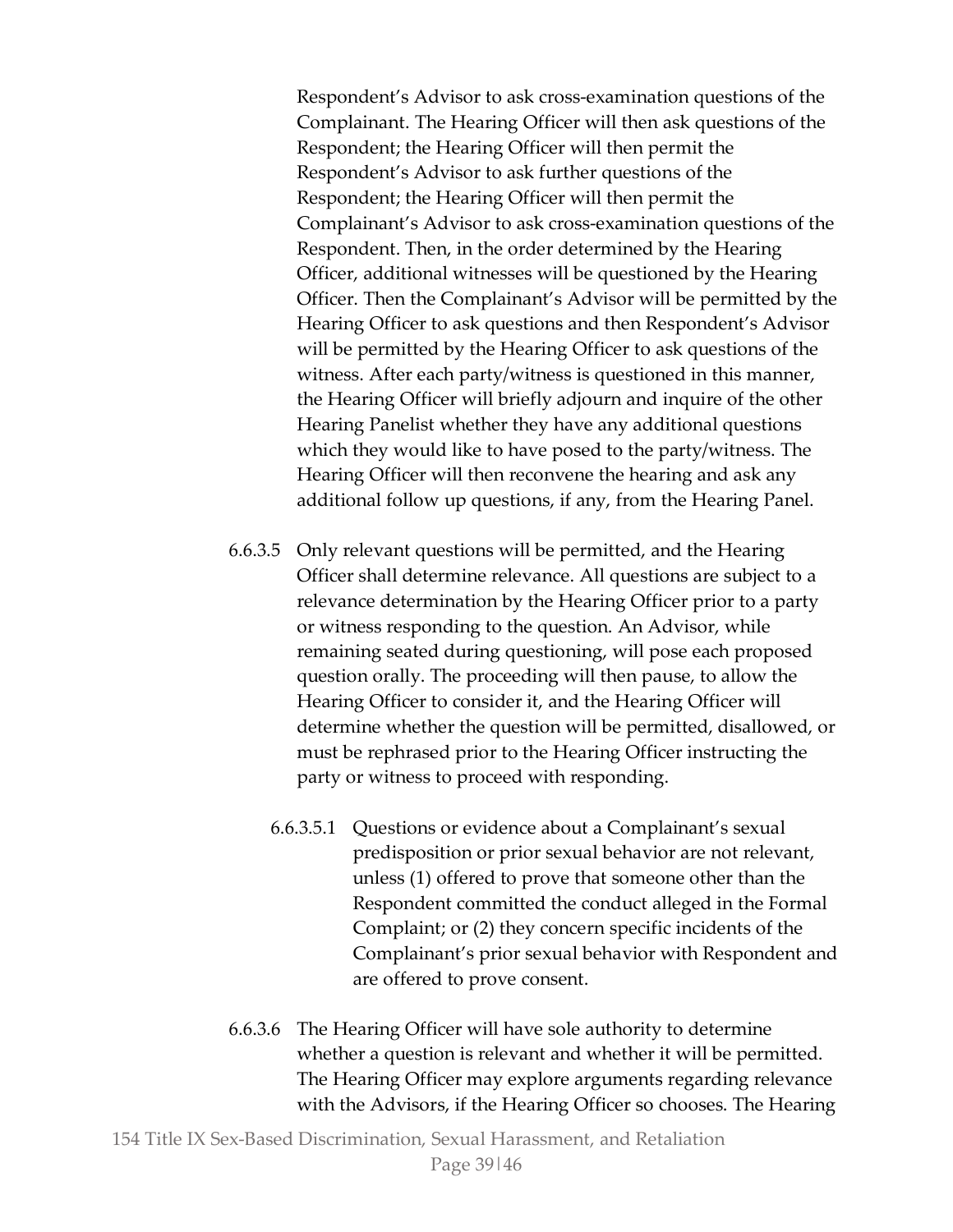Respondent's Advisor to ask cross-examination questions of the Complainant. The Hearing Officer will then ask questions of the Respondent; the Hearing Officer will then permit the Respondent's Advisor to ask further questions of the Respondent; the Hearing Officer will then permit the Complainant's Advisor to ask cross-examination questions of the Respondent. Then, in the order determined by the Hearing Officer, additional witnesses will be questioned by the Hearing Officer. Then the Complainant's Advisor will be permitted by the Hearing Officer to ask questions and then Respondent's Advisor will be permitted by the Hearing Officer to ask questions of the witness. After each party/witness is questioned in this manner, the Hearing Officer will briefly adjourn and inquire of the other Hearing Panelist whether they have any additional questions which they would like to have posed to the party/witness. The Hearing Officer will then reconvene the hearing and ask any additional follow up questions, if any, from the Hearing Panel.

6.6.3.5 Only relevant questions will be permitted, and the Hearing Officer shall determine relevance. All questions are subject to a relevance determination by the Hearing Officer prior to a party or witness responding to the question. An Advisor, while remaining seated during questioning, will pose each proposed question orally. The proceeding will then pause, to allow the Hearing Officer to consider it, and the Hearing Officer will determine whether the question will be permitted, disallowed, or must be rephrased prior to the Hearing Officer instructing the party or witness to proceed with responding.

6.6.3.5.1 Questions or evidence about a Complainant's sexual predisposition or prior sexual behavior are not relevant, unless (1) offered to prove that someone other than the Respondent committed the conduct alleged in the Formal Complaint; or (2) they concern specific incidents of the Complainant's prior sexual behavior with Respondent and are offered to prove consent.

6.6.3.6 The Hearing Officer will have sole authority to determine whether a question is relevant and whether it will be permitted. The Hearing Officer may explore arguments regarding relevance with the Advisors, if the Hearing Officer so chooses. The Hearing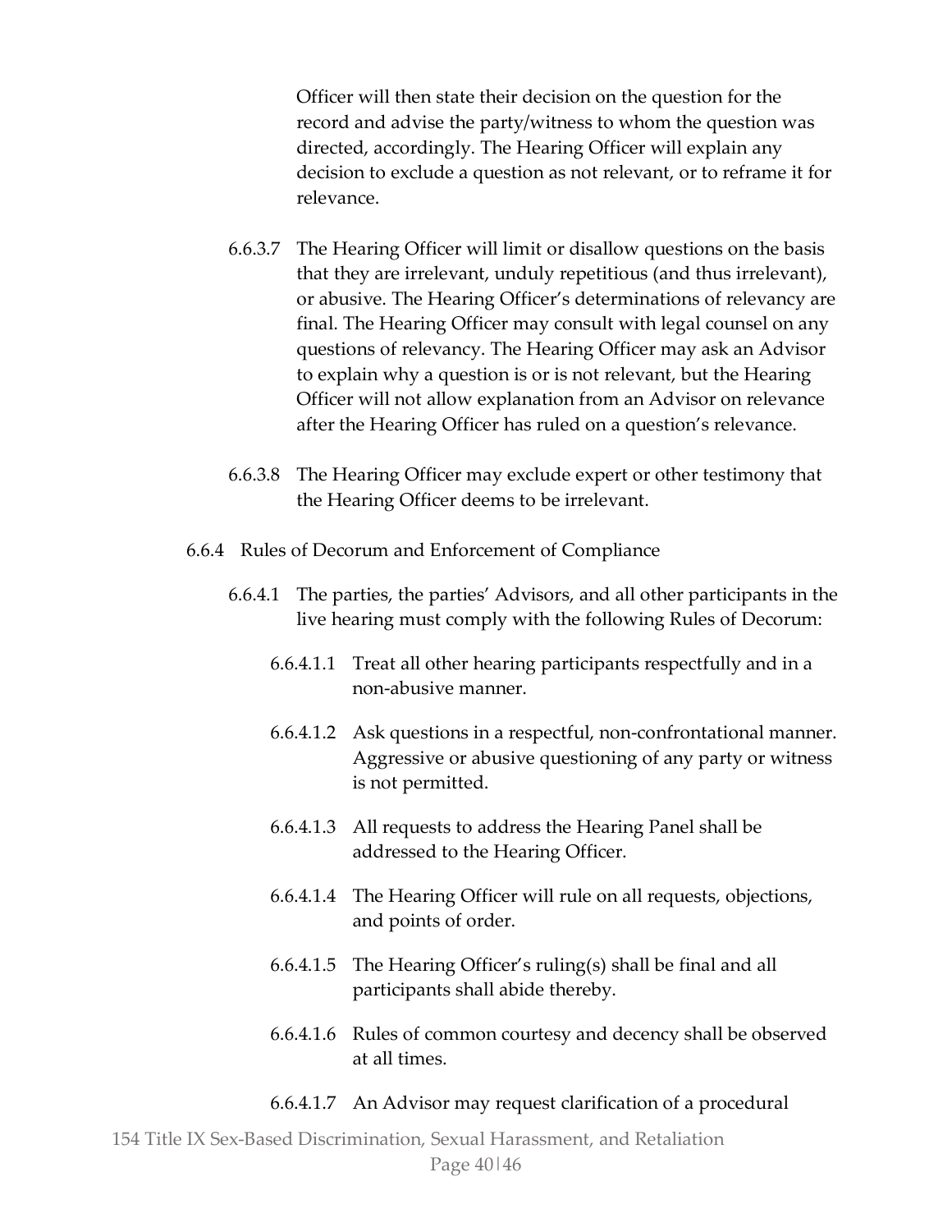Officer will then state their decision on the question for the record and advise the party/witness to whom the question was directed, accordingly. The Hearing Officer will explain any decision to exclude a question as not relevant, or to reframe it for relevance.

6.6.3.7 The Hearing Officer will limit or disallow questions on the basis that they are irrelevant, unduly repetitious (and thus irrelevant), or abusive. The Hearing Officer's determinations of relevancy are final. The Hearing Officer may consult with legal counsel on any questions of relevancy. The Hearing Officer may ask an Advisor to explain why a question is or is not relevant, but the Hearing Officer will not allow explanation from an Advisor on relevance after the Hearing Officer has ruled on a question's relevance.

6.6.3.8 The Hearing Officer may exclude expert or other testimony that the Hearing Officer deems to be irrelevant.

6.6.4 Rules of Decorum and Enforcement of Compliance

6.6.4.1 The parties, the parties' Advisors, and all other participants in the live hearing must comply with the following Rules of Decorum:

6.6.4.1.1 Treat all other hearing participants respectfully and in a non-abusive manner.

6.6.4.1.2 Ask questions in a respectful, non-confrontational manner. Aggressive or abusive questioning of any party or witness is not permitted.

6.6.4.1.3 All requests to address the Hearing Panel shall be addressed to the Hearing Officer.

6.6.4.1.4 The Hearing Officer will rule on all requests, objections, and points of order.

6.6.4.1.5 The Hearing Officer's ruling(s) shall be final and all participants shall abide thereby.

6.6.4.1.6 Rules of common courtesy and decency shall be observed at all times.

6.6.4.1.7 An Advisor may request clarification of a procedural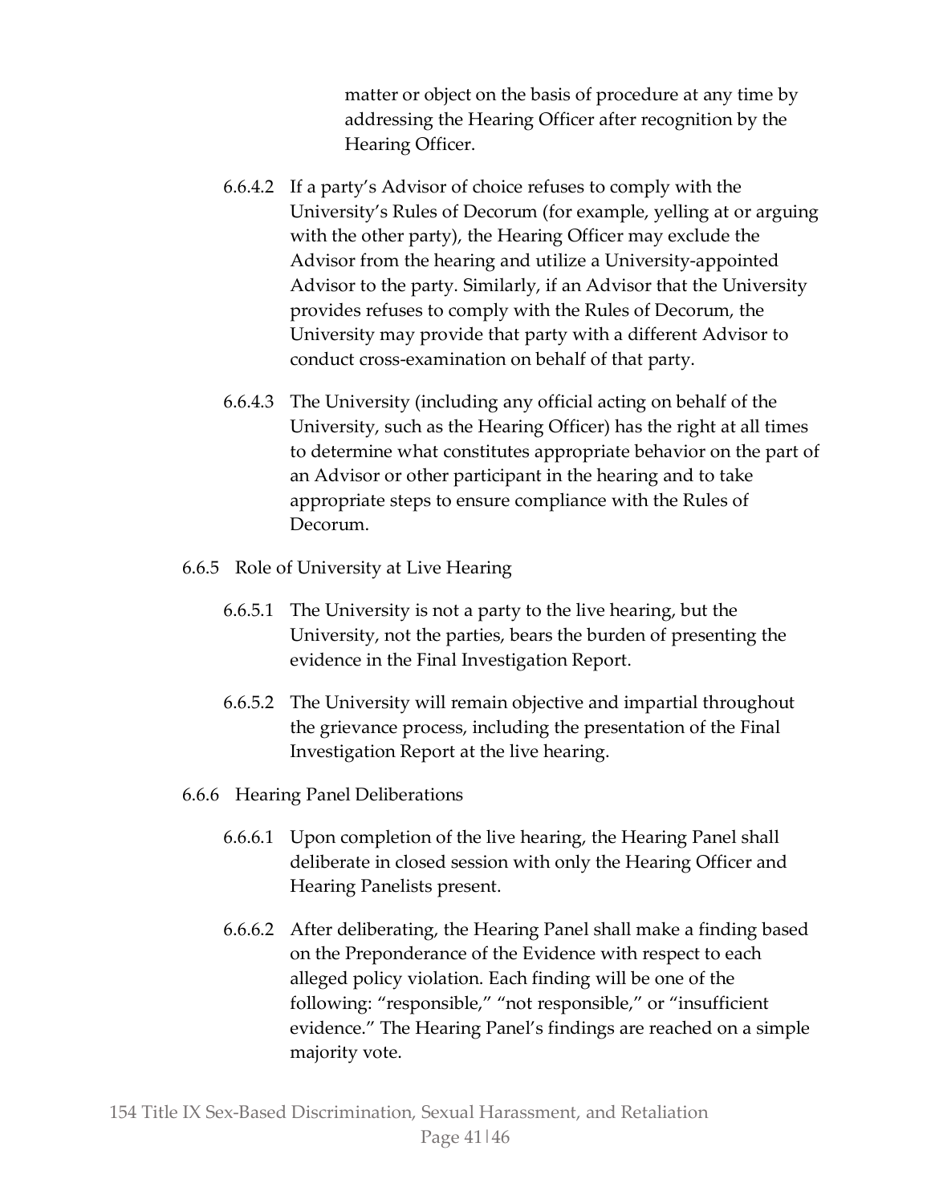matter or object on the basis of procedure at any time by addressing the Hearing Officer after recognition by the Hearing Officer.

6.6.4.2 If a party's Advisor of choice refuses to comply with the University's Rules of Decorum (for example, yelling at or arguing with the other party), the Hearing Officer may exclude the Advisor from the hearing and utilize a University-appointed Advisor to the party. Similarly, if an Advisor that the University provides refuses to comply with the Rules of Decorum, the University may provide that party with a different Advisor to conduct cross-examination on behalf of that party.

6.6.4.3 The University (including any official acting on behalf of the University, such as the Hearing Officer) has the right at all times to determine what constitutes appropriate behavior on the part of an Advisor or other participant in the hearing and to take appropriate steps to ensure compliance with the Rules of Decorum.

6.6.5 Role of University at Live Hearing

6.6.5.1 The University is not a party to the live hearing, but the University, not the parties, bears the burden of presenting the evidence in the Final Investigation Report.

6.6.5.2 The University will remain objective and impartial throughout the grievance process, including the presentation of the Final Investigation Report at the live hearing.

6.6.6 Hearing Panel Deliberations

6.6.6.1 Upon completion of the live hearing, the Hearing Panel shall deliberate in closed session with only the Hearing Officer and Hearing Panelists present.

6.6.6.2 After deliberating, the Hearing Panel shall make a finding based on the Preponderance of the Evidence with respect to each alleged policy violation. Each finding will be one of the following: "responsible," "not responsible," or "insufficient evidence." The Hearing Panel's findings are reached on a simple majority vote.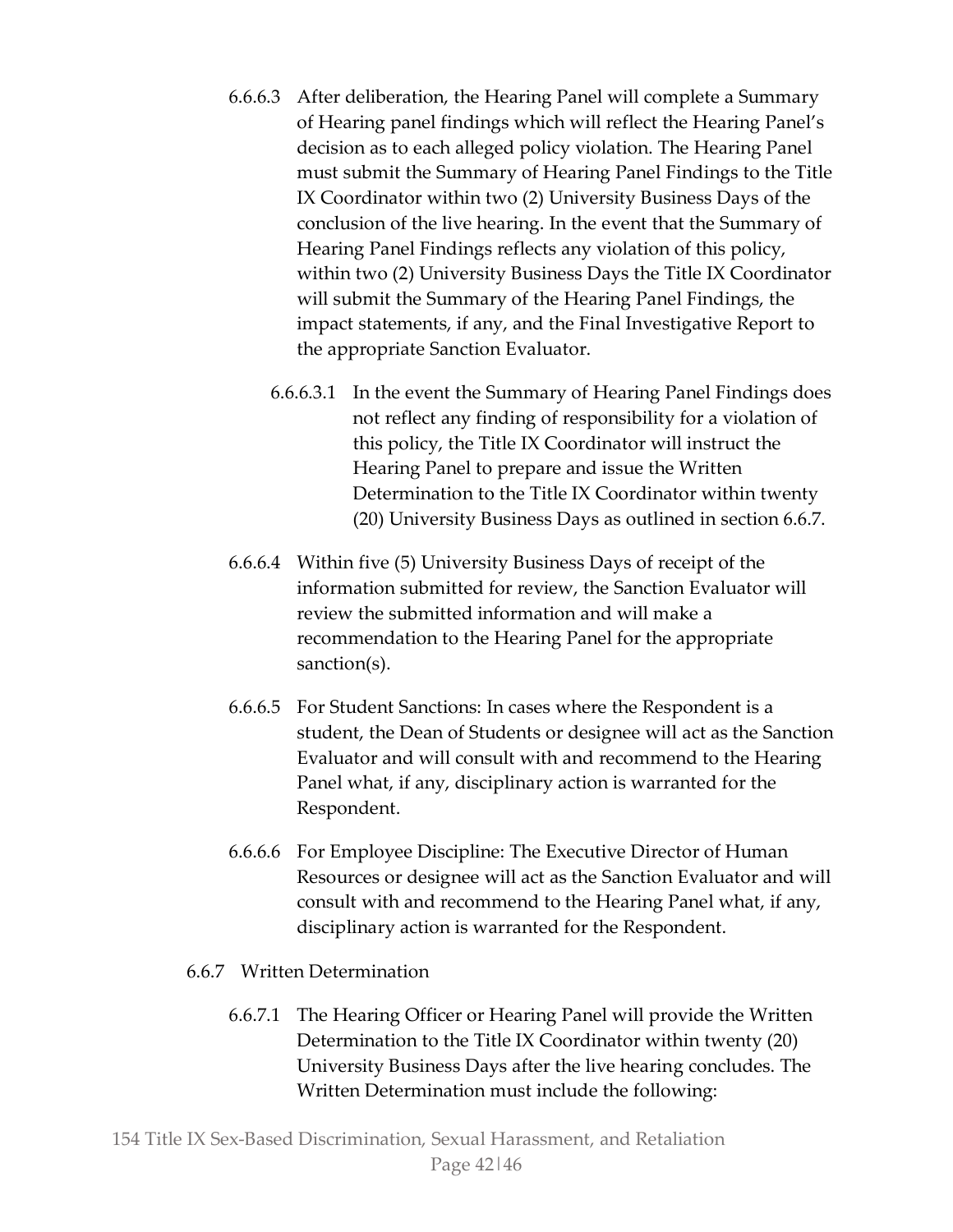6.6.6.3 After deliberation, the Hearing Panel will complete a Summary of Hearing panel findings which will reflect the Hearing Panel's decision as to each alleged policy violation. The Hearing Panel must submit the Summary of Hearing Panel Findings to the Title IX Coordinator within two (2) University Business Days of the conclusion of the live hearing. In the event that the Summary of Hearing Panel Findings reflects any violation of this policy, within two (2) University Business Days the Title IX Coordinator will submit the Summary of the Hearing Panel Findings, the impact statements, if any, and the Final Investigative Report to the appropriate Sanction Evaluator.

6.6.6.3.1 In the event the Summary of Hearing Panel Findings does not reflect any finding of responsibility for a violation of this policy, the Title IX Coordinator will instruct the Hearing Panel to prepare and issue the Written Determination to the Title IX Coordinator within twenty (20) University Business Days as outlined in section 6.6.7.

6.6.6.4 Within five (5) University Business Days of receipt of the information submitted for review, the Sanction Evaluator will review the submitted information and will make a recommendation to the Hearing Panel for the appropriate sanction(s).

6.6.6.5 For Student Sanctions: In cases where the Respondent is a student, the Dean of Students or designee will act as the Sanction Evaluator and will consult with and recommend to the Hearing Panel what, if any, disciplinary action is warranted for the Respondent.

6.6.6.6 For Employee Discipline: The Executive Director of Human Resources or designee will act as the Sanction Evaluator and will consult with and recommend to the Hearing Panel what, if any, disciplinary action is warranted for the Respondent.

6.6.7 Written Determination

6.6.7.1 The Hearing Officer or Hearing Panel will provide the Written Determination to the Title IX Coordinator within twenty (20) University Business Days after the live hearing concludes. The Written Determination must include the following: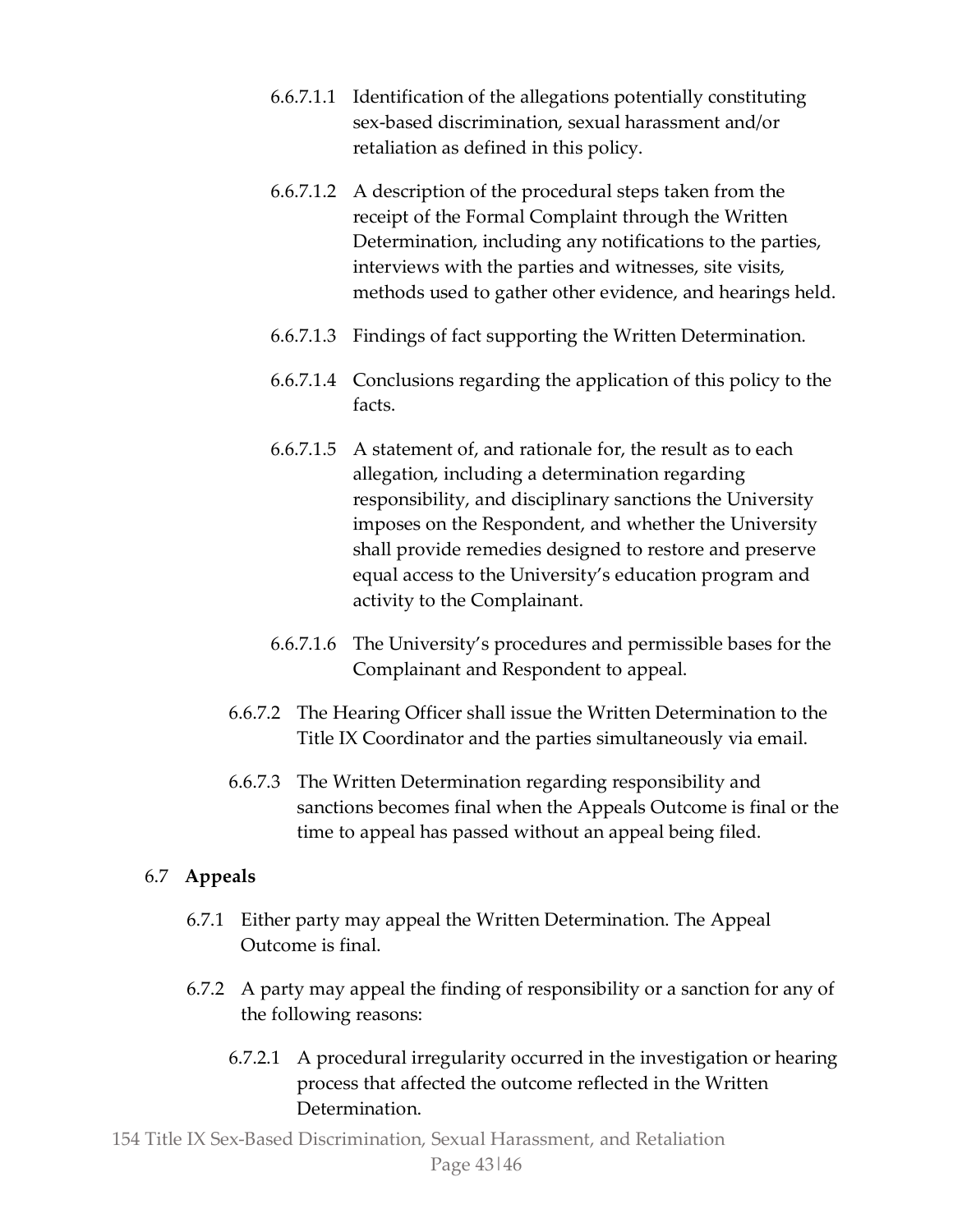6.6.7.1.1 Identification of the allegations potentially constituting sex-based discrimination, sexual harassment and/or retaliation as defined in this policy.

6.6.7.1.2 A description of the procedural steps taken from the receipt of the Formal Complaint through the Written Determination, including any notifications to the parties, interviews with the parties and witnesses, site visits, methods used to gather other evidence, and hearings held.

6.6.7.1.3 Findings of fact supporting the Written Determination.

6.6.7.1.4 Conclusions regarding the application of this policy to the facts.

6.6.7.1.5 A statement of, and rationale for, the result as to each allegation, including a determination regarding responsibility, and disciplinary sanctions the University imposes on the Respondent, and whether the University shall provide remedies designed to restore and preserve equal access to the University's education program and activity to the Complainant.

6.6.7.1.6 The University's procedures and permissible bases for the Complainant and Respondent to appeal.

6.6.7.2 The Hearing Officer shall issue the Written Determination to the Title IX Coordinator and the parties simultaneously via email.

6.6.7.3 The Written Determination regarding responsibility and sanctions becomes final when the Appeals Outcome is final or the time to appeal has passed without an appeal being filed.

## 6.7 **Appeals**

6.7.1 Either party may appeal the Written Determination. The Appeal Outcome is final.

6.7.2 A party may appeal the finding of responsibility or a sanction for any of the following reasons:

6.7.2.1 A procedural irregularity occurred in the investigation or hearing process that affected the outcome reflected in the Written Determination.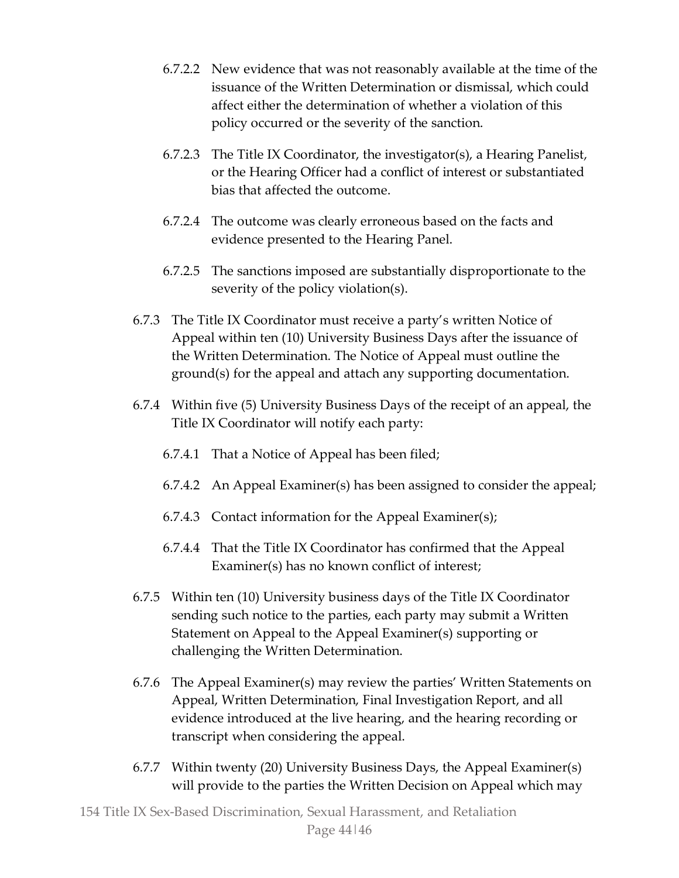6.7.2.2 New evidence that was not reasonably available at the time of the issuance of the Written Determination or dismissal, which could affect either the determination of whether a violation of this policy occurred or the severity of the sanction.

6.7.2.3 The Title IX Coordinator, the investigator(s), a Hearing Panelist, or the Hearing Officer had a conflict of interest or substantiated bias that affected the outcome.

6.7.2.4 The outcome was clearly erroneous based on the facts and evidence presented to the Hearing Panel.

6.7.2.5 The sanctions imposed are substantially disproportionate to the severity of the policy violation(s).

6.7.3 The Title IX Coordinator must receive a party's written Notice of Appeal within ten (10) University Business Days after the issuance of the Written Determination. The Notice of Appeal must outline the ground(s) for the appeal and attach any supporting documentation.

6.7.4 Within five (5) University Business Days of the receipt of an appeal, the Title IX Coordinator will notify each party:

6.7.4.1 That a Notice of Appeal has been filed;

6.7.4.2 An Appeal Examiner(s) has been assigned to consider the appeal;

6.7.4.3 Contact information for the Appeal Examiner(s);

6.7.4.4 That the Title IX Coordinator has confirmed that the Appeal Examiner(s) has no known conflict of interest;

6.7.5 Within ten (10) University business days of the Title IX Coordinator sending such notice to the parties, each party may submit a Written Statement on Appeal to the Appeal Examiner(s) supporting or challenging the Written Determination.

6.7.6 The Appeal Examiner(s) may review the parties' Written Statements on Appeal, Written Determination, Final Investigation Report, and all evidence introduced at the live hearing, and the hearing recording or transcript when considering the appeal.

6.7.7 Within twenty (20) University Business Days, the Appeal Examiner(s) will provide to the parties the Written Decision on Appeal which may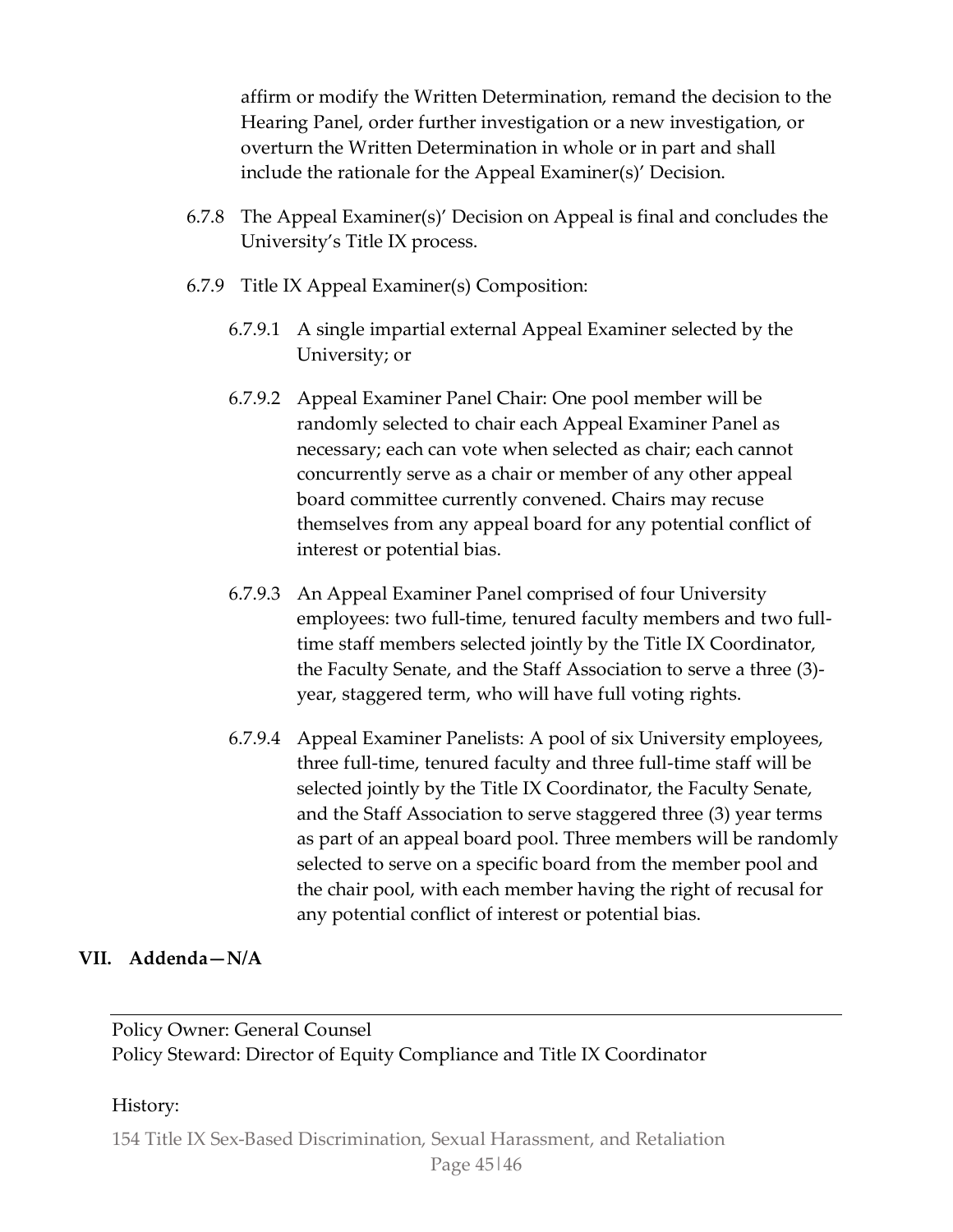affirm or modify the Written Determination, remand the decision to the Hearing Panel, order further investigation or a new investigation, or overturn the Written Determination in whole or in part and shall include the rationale for the Appeal Examiner(s)' Decision.

6.7.8 The Appeal Examiner(s)' Decision on Appeal is final and concludes the University's Title IX process.

6.7.9 Title IX Appeal Examiner(s) Composition:

6.7.9.1 A single impartial external Appeal Examiner selected by the University; or

6.7.9.2 Appeal Examiner Panel Chair: One pool member will be randomly selected to chair each Appeal Examiner Panel as necessary; each can vote when selected as chair; each cannot concurrently serve as a chair or member of any other appeal board committee currently convened. Chairs may recuse themselves from any appeal board for any potential conflict of interest or potential bias.

6.7.9.3 An Appeal Examiner Panel comprised of four University employees: two full-time, tenured faculty members and two full-time staff members selected jointly by the Title IX Coordinator, the Faculty Senate, and the Staff Association to serve a three (3)-year, staggered term, who will have full voting rights.

6.7.9.4 Appeal Examiner Panelists: A pool of six University employees, three full-time, tenured faculty and three full-time staff will be selected jointly by the Title IX Coordinator, the Faculty Senate, and the Staff Association to serve staggered three (3) year terms as part of an appeal board pool. Three members will be randomly selected to serve on a specific board from the member pool and the chair pool, with each member having the right of recusal for any potential conflict of interest or potential bias.

## VII. Addenda—N/A

---

Policy Owner: General Counsel
Policy Steward: Director of Equity Compliance and Title IX Coordinator

History: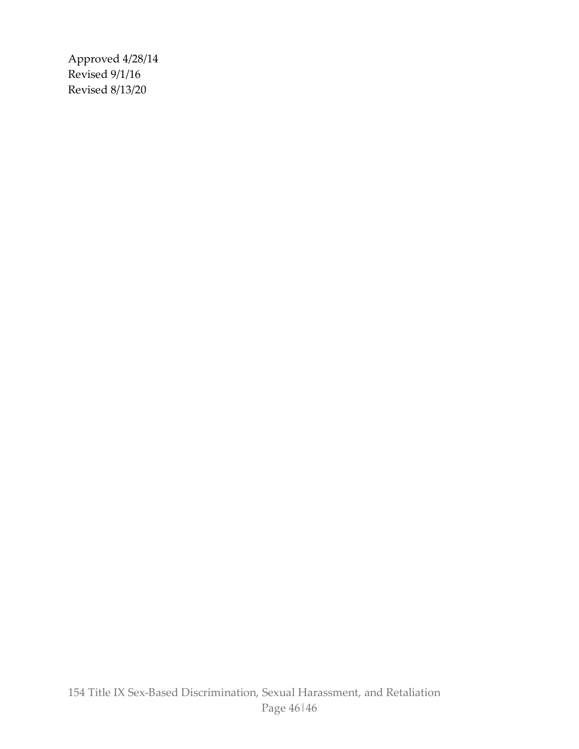Approved 4/28/14
Revised 9/1/16
Revised 8/13/20